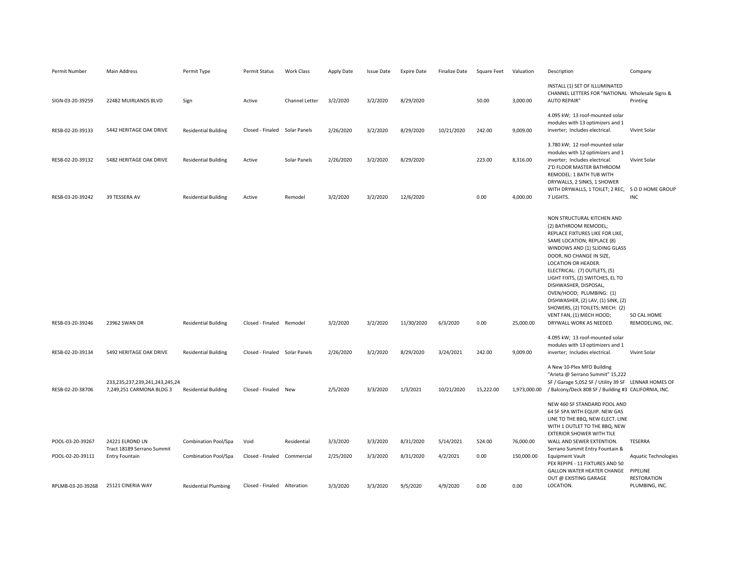| Permit Number | Main Address | Permit Type | Permit Status | Work Class | Apply Date | Issue Date | Expire Date | Finalize Date | Square Feet | Valuation | Description | Company |
|---|---|---|---|---|---|---|---|---|---|---|---|---|
| SIGN-03-20-39259 | 22482 MUIRLANDS BLVD | Sign | Active | Channel Letter | 3/2/2020 | 3/2/2020 | 8/29/2020 | | 50.00 | 3,000.00 | INSTALL (1) SET OF ILLUMINATED CHANNEL LETTERS FOR "NATIONAL AUTO REPAIR" | Wholesale Signs & Printing |
| RESB-02-20-39133 | 5442 HERITAGE OAK DRIVE | Residential Building | Closed - Finaled | Solar Panels | 2/26/2020 | 3/2/2020 | 8/29/2020 | 10/21/2020 | 242.00 | 9,009.00 | 4.095 kW; 13 roof-mounted solar modules with 13 optimizers and 1 inverter; Includes electrical. | Vivint Solar |
| RESB-02-20-39132 | 5482 HERITAGE OAK DRIVE | Residential Building | Active | Solar Panels | 2/26/2020 | 3/2/2020 | 8/29/2020 | | 223.00 | 8,316.00 | 3.780 kW; 12 roof-mounted solar modules with 12 optimizers and 1 inverter; Includes electrical. | Vivint Solar |
| RESB-03-20-39242 | 39 TESSERA AV | Residential Building | Active | Remodel | 3/2/2020 | 3/2/2020 | 12/6/2020 | | 0.00 | 4,000.00 | 2'D FLOOR MASTER BATHROOM REMODEL: 1 BATH TUB WITH DRYWALLS, 2 SINKS, 1 SHOWER WITH DRYWALLS, 1 TOILET; 2 REC, 7 LIGHTS. | S O D HOME GROUP INC |
| RESB-03-20-39246 | 23962 SWAN DR | Residential Building | Closed - Finaled | Remodel | 3/2/2020 | 3/2/2020 | 11/30/2020 | 6/3/2020 | 0.00 | 25,000.00 | NON STRUCTURAL KITCHEN AND (2) BATHROOM REMODEL; REPLACE FIXTURES LIKE FOR LIKE, SAME LOCATION; REPLACE (8) WINDOWS AND (1) SLIDING GLASS DOOR, NO CHANGE IN SIZE, LOCATION OR HEADER. ELECTRICAL: (7) OUTLETS, (5) LIGHT FIXTS, (2) SWITCHES, EL TO DISHWASHER, DISPOSAL, OVEN/HOOD; PLUMBING: (1) DISHWASHER, (2) LAV, (1) SINK, (2) SHOWERS, (2) TOILETS; MECH: (2) VENT FAN, (1) MECH HOOD; DRYWALL WORK AS NEEDED. | SO CAL HOME REMODELING, INC. |
| RESB-02-20-39134 | 5492 HERITAGE OAK DRIVE | Residential Building | Closed - Finaled | Solar Panels | 2/26/2020 | 3/2/2020 | 8/29/2020 | 3/24/2021 | 242.00 | 9,009.00 | 4.095 kW; 13 roof-mounted solar modules with 13 optimizers and 1 inverter; Includes electrical. | Vivint Solar |
| RESB-02-20-38706 | 233,235,237,239,241,243,245,247,249,251 CARMONA BLDG 3 | Residential Building | Closed - Finaled | New | 2/5/2020 | 3/3/2020 | 1/3/2021 | 10/21/2020 | 15,222.00 | 1,973,000.00 | A New 10-Plex MFD Building "Arieta @ Serrano Summit" 15,222 SF / Garage 5,052 SF / Utility 39 SF / Balcony/Deck 808 SF / Building #3 | LENNAR HOMES OF CALIFORNIA, INC. |
| POOL-03-20-39267 | 24221 ELROND LN | Combination Pool/Spa | Void | Residential | 3/3/2020 | 3/3/2020 | 8/31/2020 | 5/14/2021 | 524.00 | 76,000.00 | NEW 460 SF STANDARD POOL AND 64 SF SPA WITH EQUIP. NEW GAS LINE TO THE BBQ, NEW ELECT. LINE WITH 1 OUTLET TO THE BBQ, NEW EXTERIOR SHOWER WITH TILE WALL AND SEWER EXTENTION. | TESERRA |
| POOL-02-20-39111 | Tract 18189 Serrano Summit Entry Fountain | Combination Pool/Spa | Closed - Finaled | Commercial | 2/25/2020 | 3/3/2020 | 8/31/2020 | 4/2/2021 | 0.00 | 150,000.00 | Serrano Summit Entry Fountain & Equipment Vault | Aquatic Technologies |
| RPLMB-03-20-39268 | 25121 CINERIA WAY | Residential Plumbing | Closed - Finaled | Alteration | 3/3/2020 | 3/3/2020 | 9/5/2020 | 4/9/2020 | 0.00 | 0.00 | PEX REPIPE - 11 FIXTURES AND 50 GALLON WATER HEATER CHANGE OUT @ EXISTING GARAGE LOCATION. | PIPELINE RESTORATION PLUMBING, INC. |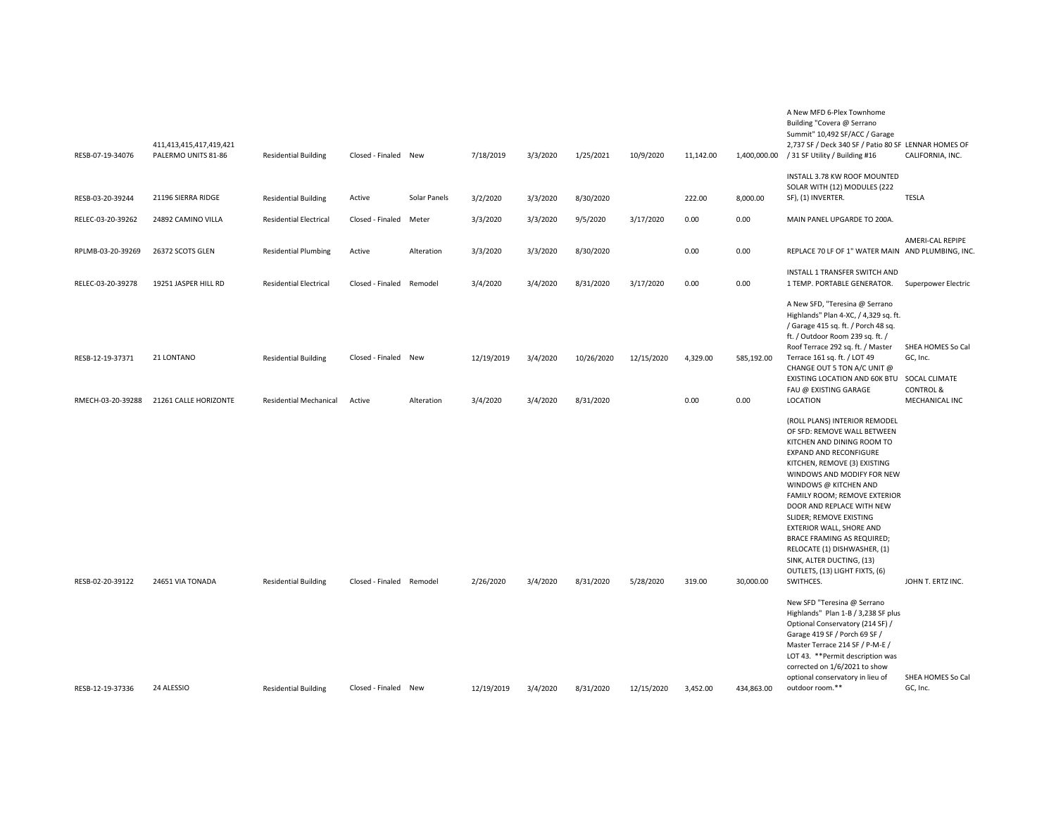| | | | | | | | | | | | | |
|---|---|---|---|---|---|---|---|---|---|---|---|---|
| RESB-07-19-34076 | 411,413,415,417,419,421 PALERMO UNITS 81-86 | Residential Building | Closed - Finaled | New | 7/18/2019 | 3/3/2020 | 1/25/2021 | 10/9/2020 | 11,142.00 | 1,400,000.00 | A New MFD 6-Plex Townhome Building "Covera @ Serrano Summit" 10,492 SF/ACC / Garage 2,737 SF / Deck 340 SF / Patio 80 SF / 31 SF Utility / Building #16 | LENNAR HOMES OF CALIFORNIA, INC. |
| RESB-03-20-39244 | 21196 SIERRA RIDGE | Residential Building | Active | Solar Panels | 3/2/2020 | 3/3/2020 | 8/30/2020 | | 222.00 | 8,000.00 | INSTALL 3.78 KW ROOF MOUNTED SOLAR WITH (12) MODULES (222 SF), (1) INVERTER. | TESLA |
| RELEC-03-20-39262 | 24892 CAMINO VILLA | Residential Electrical | Closed - Finaled | Meter | 3/3/2020 | 3/3/2020 | 9/5/2020 | 3/17/2020 | 0.00 | 0.00 | MAIN PANEL UPGARDE TO 200A. | |
| RPLMB-03-20-39269 | 26372 SCOTS GLEN | Residential Plumbing | Active | Alteration | 3/3/2020 | 3/3/2020 | 8/30/2020 | | 0.00 | 0.00 | REPLACE 70 LF OF 1" WATER MAIN | AMERI-CAL REPIPE AND PLUMBING, INC. |
| RELEC-03-20-39278 | 19251 JASPER HILL RD | Residential Electrical | Closed - Finaled | Remodel | 3/4/2020 | 3/4/2020 | 8/31/2020 | 3/17/2020 | 0.00 | 0.00 | INSTALL 1 TRANSFER SWITCH AND 1 TEMP. PORTABLE GENERATOR. | Superpower Electric |
| RESB-12-19-37371 | 21 LONTANO | Residential Building | Closed - Finaled | New | 12/19/2019 | 3/4/2020 | 10/26/2020 | 12/15/2020 | 4,329.00 | 585,192.00 | A New SFD, "Teresina @ Serrano Highlands" Plan 4-XC, / 4,329 sq. ft. / Garage 415 sq. ft. / Porch 48 sq. ft. / Outdoor Room 239 sq. ft. / Roof Terrace 292 sq. ft. / Master Terrace 161 sq. ft. / LOT 49 | SHEA HOMES So Cal GC, Inc. |
| RMECH-03-20-39288 | 21261 CALLE HORIZONTE | Residential Mechanical | Active | Alteration | 3/4/2020 | 3/4/2020 | 8/31/2020 | | 0.00 | 0.00 | CHANGE OUT 5 TON A/C UNIT @ EXISTING LOCATION AND 60K BTU FAU @ EXISTING GARAGE LOCATION | SOCAL CLIMATE CONTROL & MECHANICAL INC |
| RESB-02-20-39122 | 24651 VIA TONADA | Residential Building | Closed - Finaled | Remodel | 2/26/2020 | 3/4/2020 | 8/31/2020 | 5/28/2020 | 319.00 | 30,000.00 | (ROLL PLANS) INTERIOR REMODEL OF SFD: REMOVE WALL BETWEEN KITCHEN AND DINING ROOM TO EXPAND AND RECONFIGURE KITCHEN, REMOVE (3) EXISTING WINDOWS AND MODIFY FOR NEW WINDOWS @ KITCHEN AND FAMILY ROOM; REMOVE EXTERIOR DOOR AND REPLACE WITH NEW SLIDER; REMOVE EXISTING EXTERIOR WALL, SHORE AND BRACE FRAMING AS REQUIRED; RELOCATE (1) DISHWASHER, (1) SINK, ALTER DUCTING, (13) OUTLETS, (13) LIGHT FIXTS, (6) SWITHCES. | JOHN T. ERTZ INC. |
| RESB-12-19-37336 | 24 ALESSIO | Residential Building | Closed - Finaled | New | 12/19/2019 | 3/4/2020 | 8/31/2020 | 12/15/2020 | 3,452.00 | 434,863.00 | New SFD "Teresina @ Serrano Highlands" Plan 1-B / 3,238 SF plus Optional Conservatory (214 SF) / Garage 419 SF / Porch 69 SF / Master Terrace 214 SF / P-M-E / LOT 43. **Permit description was corrected on 1/6/2021 to show optional conservatory in lieu of outdoor room.** | SHEA HOMES So Cal GC, Inc. |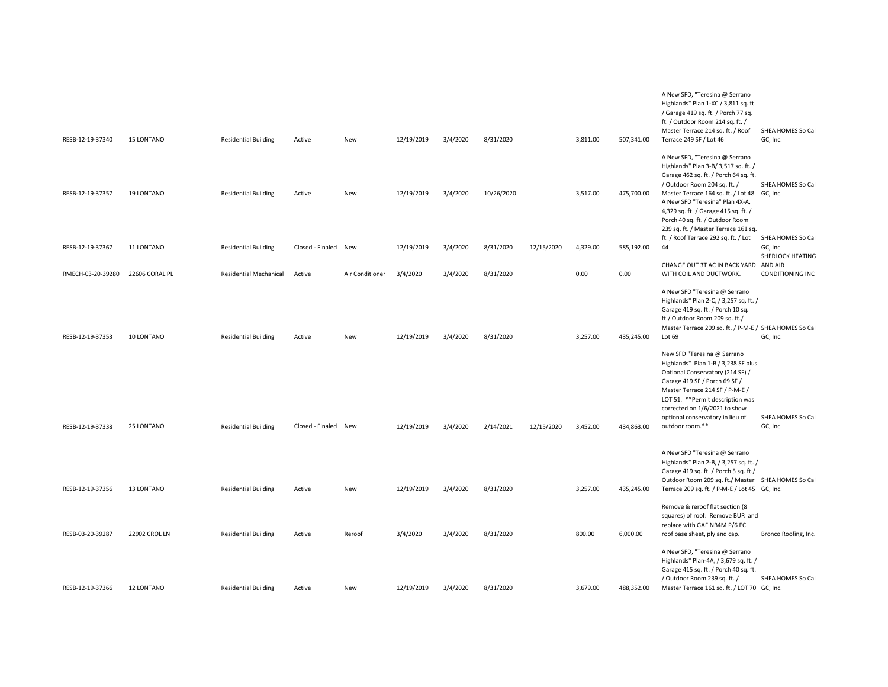| | | | | | | | | | | | | |
|---|---|---|---|---|---|---|---|---|---|---|---|---|
| RESB-12-19-37340 | 15 LONTANO | Residential Building | Active | New | 12/19/2019 | 3/4/2020 | 8/31/2020 | | 3,811.00 | 507,341.00 | A New SFD, "Teresina @ Serrano Highlands" Plan 1-XC / 3,811 sq. ft. / Garage 419 sq. ft. / Porch 77 sq. ft. / Outdoor Room 214 sq. ft. / Master Terrace 214 sq. ft. / Roof Terrace 249 SF / Lot 46 | SHEA HOMES So Cal GC, Inc. |
| RESB-12-19-37357 | 19 LONTANO | Residential Building | Active | New | 12/19/2019 | 3/4/2020 | 10/26/2020 | | 3,517.00 | 475,700.00 | A New SFD, "Teresina @ Serrano Highlands" Plan 3-B/ 3,517 sq. ft. / Garage 462 sq. ft. / Porch 64 sq. ft. / Outdoor Room 204 sq. ft. / Master Terrace 164 sq. ft. / Lot 48 | SHEA HOMES So Cal GC, Inc. |
| RESB-12-19-37367 | 11 LONTANO | Residential Building | Closed - Finaled | New | 12/19/2019 | 3/4/2020 | 8/31/2020 | 12/15/2020 | 4,329.00 | 585,192.00 | A New SFD "Teresina" Plan 4X-A, 4,329 sq. ft. / Garage 415 sq. ft. / Porch 40 sq. ft. / Outdoor Room 239 sq. ft. / Master Terrace 161 sq. ft. / Roof Terrace 292 sq. ft. / Lot 44 | SHEA HOMES So Cal GC, Inc. |
| RMECH-03-20-39280 | 22606 CORAL PL | Residential Mechanical | Active | Air Conditioner | 3/4/2020 | 3/4/2020 | 8/31/2020 | | 0.00 | 0.00 | CHANGE OUT 3T AC IN BACK YARD WITH COIL AND DUCTWORK. | SHERLOCK HEATING AND AIR CONDITIONING INC |
| RESB-12-19-37353 | 10 LONTANO | Residential Building | Active | New | 12/19/2019 | 3/4/2020 | 8/31/2020 | | 3,257.00 | 435,245.00 | A New SFD "Teresina @ Serrano Highlands" Plan 2-C, / 3,257 sq. ft. / Garage 419 sq. ft. / Porch 10 sq. ft./ Outdoor Room 209 sq. ft./ Master Terrace 209 sq. ft. / P-M-E / Lot 69 | SHEA HOMES So Cal GC, Inc. |
| RESB-12-19-37338 | 25 LONTANO | Residential Building | Closed - Finaled | New | 12/19/2019 | 3/4/2020 | 2/14/2021 | 12/15/2020 | 3,452.00 | 434,863.00 | New SFD "Teresina @ Serrano Highlands" Plan 1-B / 3,238 SF plus Optional Conservatory (214 SF) / Garage 419 SF / Porch 69 SF / Master Terrace 214 SF / P-M-E / LOT 51. **Permit description was corrected on 1/6/2021 to show optional conservatory in lieu of outdoor room.** | SHEA HOMES So Cal GC, Inc. |
| RESB-12-19-37356 | 13 LONTANO | Residential Building | Active | New | 12/19/2019 | 3/4/2020 | 8/31/2020 | | 3,257.00 | 435,245.00 | A New SFD "Teresina @ Serrano Highlands" Plan 2-B, / 3,257 sq. ft. / Garage 419 sq. ft. / Porch 5 sq. ft./ Outdoor Room 209 sq. ft./ Master Terrace 209 sq. ft. / P-M-E / Lot 45 | SHEA HOMES So Cal GC, Inc. |
| RESB-03-20-39287 | 22902 CROL LN | Residential Building | Active | Reroof | 3/4/2020 | 3/4/2020 | 8/31/2020 | | 800.00 | 6,000.00 | Remove & reroof flat section (8 squares) of roof: Remove BUR and replace with GAF NB4M P/6 EC roof base sheet, ply and cap. | Bronco Roofing, Inc. |
| RESB-12-19-37366 | 12 LONTANO | Residential Building | Active | New | 12/19/2019 | 3/4/2020 | 8/31/2020 | | 3,679.00 | 488,352.00 | A New SFD, "Teresina @ Serrano Highlands" Plan-4A, / 3,679 sq. ft. / Garage 415 sq. ft. / Porch 40 sq. ft. / Outdoor Room 239 sq. ft. / Master Terrace 161 sq. ft. / LOT 70 | SHEA HOMES So Cal GC, Inc. |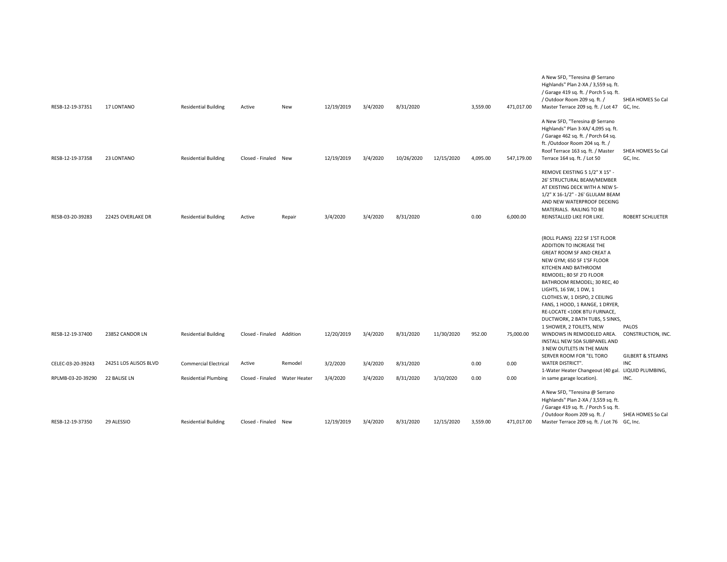| | | | | | | | | | | | | |
|---|---|---|---|---|---|---|---|---|---|---|---|---|
| RESB-12-19-37351 | 17 LONTANO | Residential Building | Active | New | 12/19/2019 | 3/4/2020 | 8/31/2020 | | 3,559.00 | 471,017.00 | A New SFD, "Teresina @ Serrano Highlands" Plan 2-XA / 3,559 sq. ft. / Garage 419 sq. ft. / Porch 5 sq. ft. / Outdoor Room 209 sq. ft. / Master Terrace 209 sq. ft. / Lot 47 | SHEA HOMES So Cal GC, Inc. |
| RESB-12-19-37358 | 23 LONTANO | Residential Building | Closed - Finaled | New | 12/19/2019 | 3/4/2020 | 10/26/2020 | 12/15/2020 | 4,095.00 | 547,179.00 | A New SFD, "Teresina @ Serrano Highlands" Plan 3-XA/ 4,095 sq. ft. / Garage 462 sq. ft. / Porch 64 sq. ft. /Outdoor Room 204 sq. ft. / Roof Terrace 163 sq. ft. / Master Terrace 164 sq. ft. / Lot 50 | SHEA HOMES So Cal GC, Inc. |
| RESB-03-20-39283 | 22425 OVERLAKE DR | Residential Building | Active | Repair | 3/4/2020 | 3/4/2020 | 8/31/2020 | | 0.00 | 6,000.00 | REMOVE EXISTING 5 1/2" X 15" - 26' STRUCTURAL BEAM/MEMBER AT EXISTING DECK WITH A NEW 5-1/2" X 16-1/2" - 26' GLULAM BEAM AND NEW WATERPROOF DECKING MATERIALS. RAILING TO BE REINSTALLED LIKE FOR LIKE. | ROBERT SCHLUETER |
| RESB-12-19-37400 | 23852 CANDOR LN | Residential Building | Closed - Finaled | Addition | 12/20/2019 | 3/4/2020 | 8/31/2020 | 11/30/2020 | 952.00 | 75,000.00 | (ROLL PLANS) 222 SF 1'ST FLOOR ADDITION TO INCREASE THE GREAT ROOM SF AND CREAT A NEW GYM; 650 SF 1'SF FLOOR KITCHEN AND BATHROOM REMODEL; 80 SF 2'D FLOOR BATHROOM REMODEL; 30 REC, 40 LIGHTS, 16 SW, 1 DW, 1 CLOTHES.W, 1 DISPO, 2 CEILING FANS, 1 HOOD, 1 RANGE, 1 DRYER, RE-LOCATE <100K BTU FURNACE, DUCTWORK, 2 BATH TUBS, 5 SINKS, 1 SHOWER, 2 TOILETS, NEW WINDOWS IN REMODELED AREA. | PALOS CONSTRUCTION, INC. |
| CELEC-03-20-39243 | 24251 LOS ALISOS BLVD | Commercial Electrical | Active | Remodel | 3/2/2020 | 3/4/2020 | 8/31/2020 | | 0.00 | 0.00 | INSTALL NEW 50A SUBPANEL AND 3 NEW OUTLETS IN THE MAIN SERVER ROOM FOR "EL TORO WATER DISTRICT". | GILBERT & STEARNS INC |
| RPLMB-03-20-39290 | 22 BALISE LN | Residential Plumbing | Closed - Finaled | Water Heater | 3/4/2020 | 3/4/2020 | 8/31/2020 | 3/10/2020 | 0.00 | 0.00 | 1-Water Heater Changeout (40 gal. in same garage location). | LIQUID PLUMBING, INC. |
| RESB-12-19-37350 | 29 ALESSIO | Residential Building | Closed - Finaled | New | 12/19/2019 | 3/4/2020 | 8/31/2020 | 12/15/2020 | 3,559.00 | 471,017.00 | A New SFD, "Teresina @ Serrano Highlands" Plan 2-XA / 3,559 sq. ft. / Garage 419 sq. ft. / Porch 5 sq. ft. / Outdoor Room 209 sq. ft. / Master Terrace 209 sq. ft. / Lot 76 | SHEA HOMES So Cal GC, Inc. |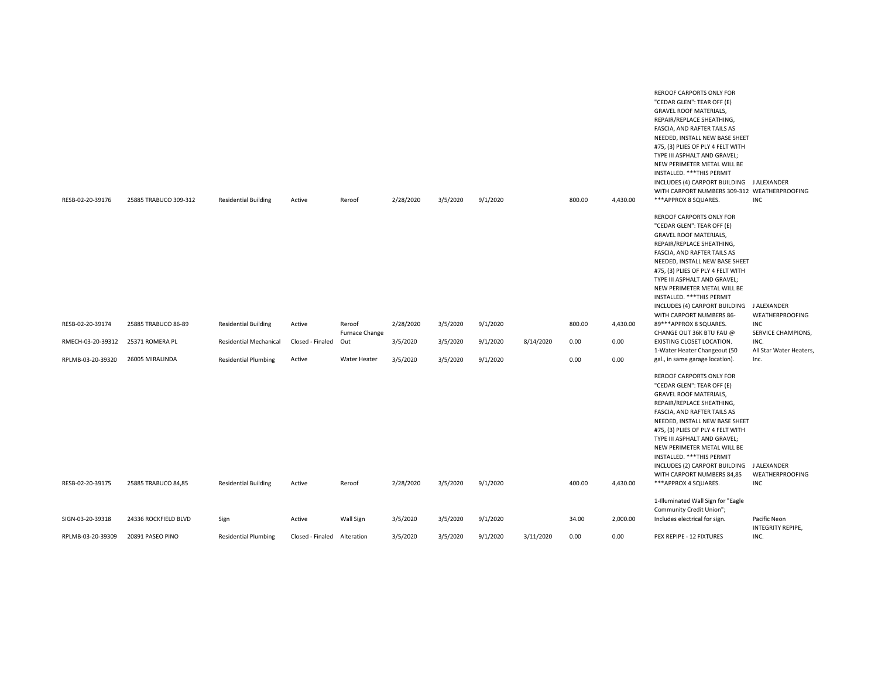| | | | | | | | | | | | | |
|---|---|---|---|---|---|---|---|---|---|---|---|---|
| RESB-02-20-39176 | 25885 TRABUCO 309-312 | Residential Building | Active | Reroof | 2/28/2020 | 3/5/2020 | 9/1/2020 | | 800.00 | 4,430.00 | REROOF CARPORTS ONLY FOR "CEDAR GLEN": TEAR OFF (E) GRAVEL ROOF MATERIALS, REPAIR/REPLACE SHEATHING, FASCIA, AND RAFTER TAILS AS NEEDED, INSTALL NEW BASE SHEET #75, (3) PLIES OF PLY 4 FELT WITH TYPE III ASPHALT AND GRAVEL; NEW PERIMETER METAL WILL BE INSTALLED. ***THIS PERMIT INCLUDES (4) CARPORT BUILDING WITH CARPORT NUMBERS 309-312 ***APPROX 8 SQUARES. | J ALEXANDER WEATHERPROOFING INC |
| RESB-02-20-39174 | 25885 TRABUCO 86-89 | Residential Building | Active | Reroof | 2/28/2020 | 3/5/2020 | 9/1/2020 | | 800.00 | 4,430.00 | REROOF CARPORTS ONLY FOR "CEDAR GLEN": TEAR OFF (E) GRAVEL ROOF MATERIALS, REPAIR/REPLACE SHEATHING, FASCIA, AND RAFTER TAILS AS NEEDED, INSTALL NEW BASE SHEET #75, (3) PLIES OF PLY 4 FELT WITH TYPE III ASPHALT AND GRAVEL; NEW PERIMETER METAL WILL BE INSTALLED. ***THIS PERMIT INCLUDES (4) CARPORT BUILDING WITH CARPORT NUMBERS 86-89***APPROX 8 SQUARES. | J ALEXANDER WEATHERPROOFING INC |
| RMECH-03-20-39312 | 25371 ROMERA PL | Residential Mechanical | Closed - Finaled | Furnace Change Out | 3/5/2020 | 3/5/2020 | 9/1/2020 | 8/14/2020 | 0.00 | 0.00 | CHANGE OUT 36K BTU FAU @ EXISTING CLOSET LOCATION. | SERVICE CHAMPIONS, INC. |
| RPLMB-03-20-39320 | 26005 MIRALINDA | Residential Plumbing | Active | Water Heater | 3/5/2020 | 3/5/2020 | 9/1/2020 | | 0.00 | 0.00 | 1-Water Heater Changeout (50 gal., in same garage location). | All Star Water Heaters, Inc. |
| RESB-02-20-39175 | 25885 TRABUCO 84,85 | Residential Building | Active | Reroof | 2/28/2020 | 3/5/2020 | 9/1/2020 | | 400.00 | 4,430.00 | REROOF CARPORTS ONLY FOR "CEDAR GLEN": TEAR OFF (E) GRAVEL ROOF MATERIALS, REPAIR/REPLACE SHEATHING, FASCIA, AND RAFTER TAILS AS NEEDED, INSTALL NEW BASE SHEET #75, (3) PLIES OF PLY 4 FELT WITH TYPE III ASPHALT AND GRAVEL; NEW PERIMETER METAL WILL BE INSTALLED. ***THIS PERMIT INCLUDES (2) CARPORT BUILDING WITH CARPORT NUMBERS 84,85 ***APPROX 4 SQUARES. | J ALEXANDER WEATHERPROOFING INC |
| SIGN-03-20-39318 | 24336 ROCKFIELD BLVD | Sign | Active | Wall Sign | 3/5/2020 | 3/5/2020 | 9/1/2020 | | 34.00 | 2,000.00 | 1-Illuminated Wall Sign for "Eagle Community Credit Union"; Includes electrical for sign. | Pacific Neon |
| RPLMB-03-20-39309 | 20891 PASEO PINO | Residential Plumbing | Closed - Finaled | Alteration | 3/5/2020 | 3/5/2020 | 9/1/2020 | 3/11/2020 | 0.00 | 0.00 | PEX REPIPE - 12 FIXTURES | INTEGRITY REPIPE, INC. |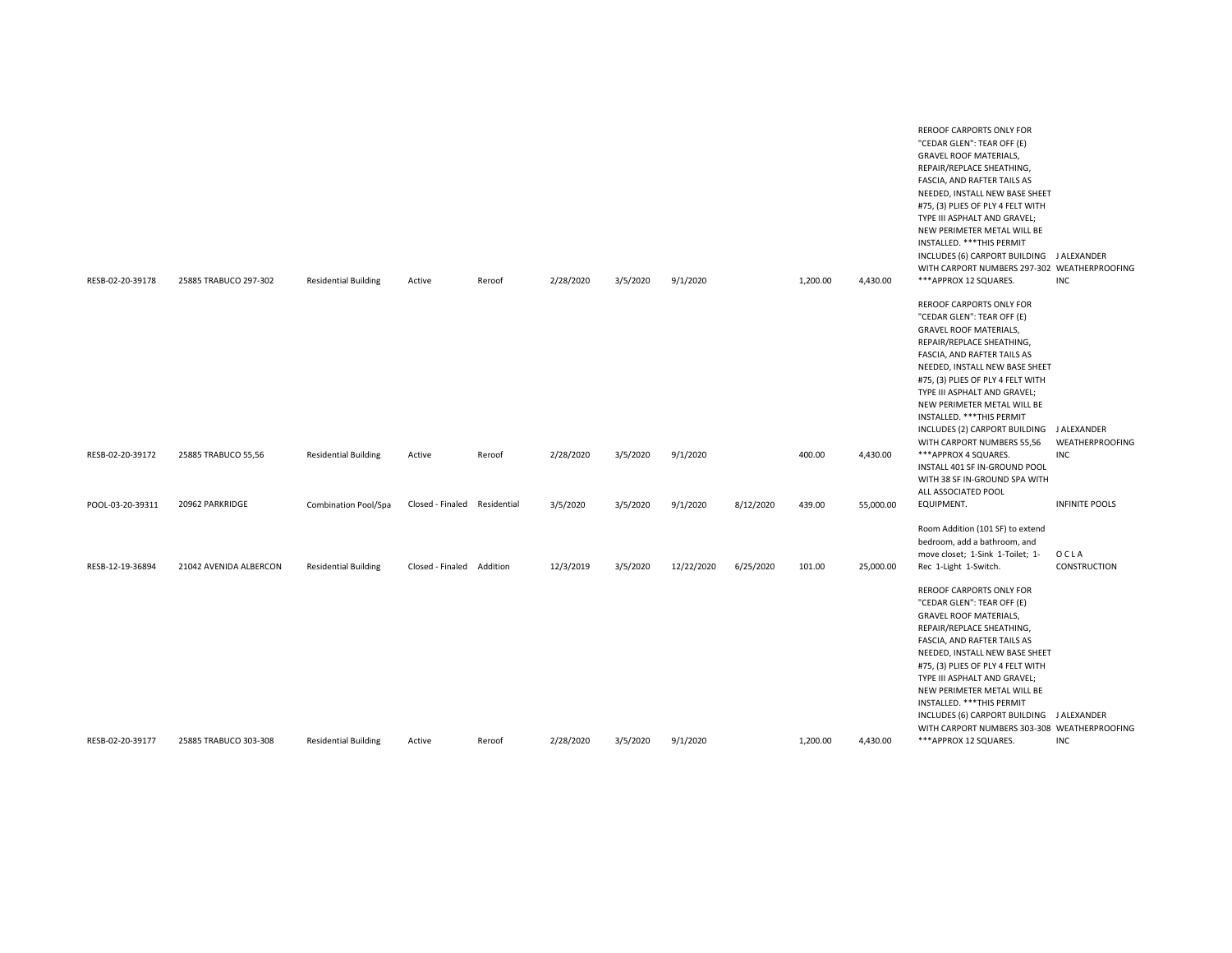| | | | | | | | | | | | | |
|---|---|---|---|---|---|---|---|---|---|---|---|---|
| RESB-02-20-39178 | 25885 TRABUCO 297-302 | Residential Building | Active | Reroof | 2/28/2020 | 3/5/2020 | 9/1/2020 | | 1,200.00 | 4,430.00 | REROOF CARPORTS ONLY FOR "CEDAR GLEN": TEAR OFF (E) GRAVEL ROOF MATERIALS, REPAIR/REPLACE SHEATHING, FASCIA, AND RAFTER TAILS AS NEEDED, INSTALL NEW BASE SHEET #75, (3) PLIES OF PLY 4 FELT WITH TYPE III ASPHALT AND GRAVEL; NEW PERIMETER METAL WILL BE INSTALLED. ***THIS PERMIT INCLUDES (6) CARPORT BUILDING WITH CARPORT NUMBERS 297-302 ***APPROX 12 SQUARES. | J ALEXANDER WEATHERPROOFING INC |
| RESB-02-20-39172 | 25885 TRABUCO 55,56 | Residential Building | Active | Reroof | 2/28/2020 | 3/5/2020 | 9/1/2020 | | 400.00 | 4,430.00 | REROOF CARPORTS ONLY FOR "CEDAR GLEN": TEAR OFF (E) GRAVEL ROOF MATERIALS, REPAIR/REPLACE SHEATHING, FASCIA, AND RAFTER TAILS AS NEEDED, INSTALL NEW BASE SHEET #75, (3) PLIES OF PLY 4 FELT WITH TYPE III ASPHALT AND GRAVEL; NEW PERIMETER METAL WILL BE INSTALLED. ***THIS PERMIT INCLUDES (2) CARPORT BUILDING WITH CARPORT NUMBERS 55,56 ***APPROX 4 SQUARES. | J ALEXANDER WEATHERPROOFING INC |
| POOL-03-20-39311 | 20962 PARKRIDGE | Combination Pool/Spa | Closed - Finaled | Residential | 3/5/2020 | 3/5/2020 | 9/1/2020 | 8/12/2020 | 439.00 | 55,000.00 | INSTALL 401 SF IN-GROUND POOL WITH 38 SF IN-GROUND SPA WITH ALL ASSOCIATED POOL EQUIPMENT. | INFINITE POOLS |
| RESB-12-19-36894 | 21042 AVENIDA ALBERCON | Residential Building | Closed - Finaled | Addition | 12/3/2019 | 3/5/2020 | 12/22/2020 | 6/25/2020 | 101.00 | 25,000.00 | Room Addition (101 SF) to extend bedroom, add a bathroom, and move closet; 1-Sink 1-Toilet; 1-Rec 1-Light 1-Switch. | O C L A CONSTRUCTION |
| RESB-02-20-39177 | 25885 TRABUCO 303-308 | Residential Building | Active | Reroof | 2/28/2020 | 3/5/2020 | 9/1/2020 | | 1,200.00 | 4,430.00 | REROOF CARPORTS ONLY FOR "CEDAR GLEN": TEAR OFF (E) GRAVEL ROOF MATERIALS, REPAIR/REPLACE SHEATHING, FASCIA, AND RAFTER TAILS AS NEEDED, INSTALL NEW BASE SHEET #75, (3) PLIES OF PLY 4 FELT WITH TYPE III ASPHALT AND GRAVEL; NEW PERIMETER METAL WILL BE INSTALLED. ***THIS PERMIT INCLUDES (6) CARPORT BUILDING WITH CARPORT NUMBERS 303-308 ***APPROX 12 SQUARES. | J ALEXANDER WEATHERPROOFING INC |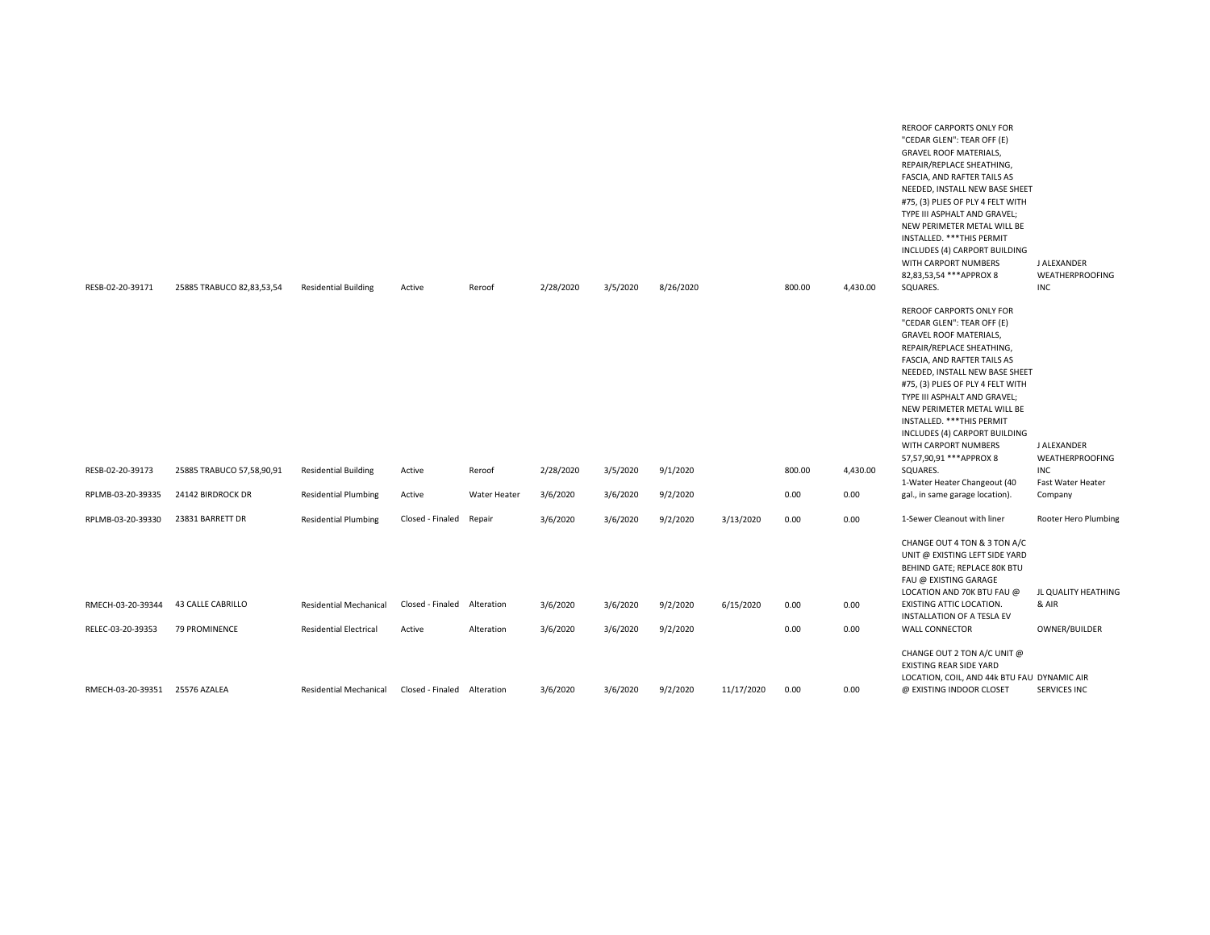| | | | | | | | | | | | | |
|---|---|---|---|---|---|---|---|---|---|---|---|---|
| RESB-02-20-39171 | 25885 TRABUCO 82,83,53,54 | Residential Building | Active | Reroof | 2/28/2020 | 3/5/2020 | 8/26/2020 | | 800.00 | 4,430.00 | REROOF CARPORTS ONLY FOR "CEDAR GLEN": TEAR OFF (E) GRAVEL ROOF MATERIALS, REPAIR/REPLACE SHEATHING, FASCIA, AND RAFTER TAILS AS NEEDED, INSTALL NEW BASE SHEET #75, (3) PLIES OF PLY 4 FELT WITH TYPE III ASPHALT AND GRAVEL; NEW PERIMETER METAL WILL BE INSTALLED. ***THIS PERMIT INCLUDES (4) CARPORT BUILDING WITH CARPORT NUMBERS 82,83,53,54 ***APPROX 8 SQUARES. | J ALEXANDER WEATHERPROOFING INC |
| RESB-02-20-39173 | 25885 TRABUCO 57,58,90,91 | Residential Building | Active | Reroof | 2/28/2020 | 3/5/2020 | 9/1/2020 | | 800.00 | 4,430.00 | REROOF CARPORTS ONLY FOR "CEDAR GLEN": TEAR OFF (E) GRAVEL ROOF MATERIALS, REPAIR/REPLACE SHEATHING, FASCIA, AND RAFTER TAILS AS NEEDED, INSTALL NEW BASE SHEET #75, (3) PLIES OF PLY 4 FELT WITH TYPE III ASPHALT AND GRAVEL; NEW PERIMETER METAL WILL BE INSTALLED. ***THIS PERMIT INCLUDES (4) CARPORT BUILDING WITH CARPORT NUMBERS 57,57,90,91 ***APPROX 8 SQUARES. | J ALEXANDER WEATHERPROOFING INC |
| RPLMB-03-20-39335 | 24142 BIRDROCK DR | Residential Plumbing | Active | Water Heater | 3/6/2020 | 3/6/2020 | 9/2/2020 | | 0.00 | 0.00 | 1-Water Heater Changeout (40 gal., in same garage location). | Fast Water Heater Company |
| RPLMB-03-20-39330 | 23831 BARRETT DR | Residential Plumbing | Closed - Finaled | Repair | 3/6/2020 | 3/6/2020 | 9/2/2020 | 3/13/2020 | 0.00 | 0.00 | 1-Sewer Cleanout with liner | Rooter Hero Plumbing |
| RMECH-03-20-39344 | 43 CALLE CABRILLO | Residential Mechanical | Closed - Finaled | Alteration | 3/6/2020 | 3/6/2020 | 9/2/2020 | 6/15/2020 | 0.00 | 0.00 | CHANGE OUT 4 TON & 3 TON A/C UNIT @ EXISTING LEFT SIDE YARD BEHIND GATE; REPLACE 80K BTU FAU @ EXISTING GARAGE LOCATION AND 70K BTU FAU @ EXISTING ATTIC LOCATION. | JL QUALITY HEATHING & AIR |
| RELEC-03-20-39353 | 79 PROMINENCE | Residential Electrical | Active | Alteration | 3/6/2020 | 3/6/2020 | 9/2/2020 | | 0.00 | 0.00 | INSTALLATION OF A TESLA EV WALL CONNECTOR | OWNER/BUILDER |
| RMECH-03-20-39351 | 25576 AZALEA | Residential Mechanical | Closed - Finaled | Alteration | 3/6/2020 | 3/6/2020 | 9/2/2020 | 11/17/2020 | 0.00 | 0.00 | CHANGE OUT 2 TON A/C UNIT @ EXISTING REAR SIDE YARD LOCATION, COIL, AND 44k BTU FAU @ EXISTING INDOOR CLOSET | DYNAMIC AIR SERVICES INC |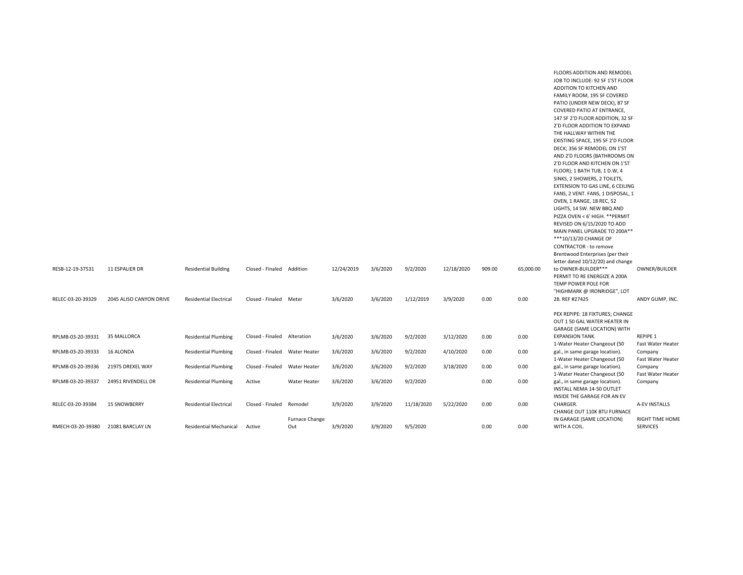| | | | | | | | | | | | | |
|---|---|---|---|---|---|---|---|---|---|---|---|---|
| RESB-12-19-37531 | 11 ESPALIER DR | Residential Building | Closed - Finaled | Addition | 12/24/2019 | 3/6/2020 | 9/2/2020 | 12/18/2020 | 909.00 | 65,000.00 | FLOORS ADDITION AND REMODEL JOB TO INCLUDE: 92 SF 1'ST FLOOR ADDITION TO KITCHEN AND FAMILY ROOM, 195 SF COVERED PATIO (UNDER NEW DECK), 87 SF COVERED PATIO AT ENTRANCE, 147 SF 2'D FLOOR ADDITION, 32 SF 2'D FLOOR ADDITION TO EXPAND THE HALLWAY WITHIN THE EXISTING SPACE, 195 SF 2'D FLOOR DECK; 356 SF REMODEL ON 1'ST AND 2'D FLOORS (BATHROOMS ON 2'D FLOOR AND KITCHEN ON 1'ST FLOOR); 1 BATH TUB, 1 D.W, 4 SINKS, 2 SHOWERS, 2 TOILETS, EXTENSION TO GAS LINE, 6 CEILING FANS, 2 VENT. FANS, 1 DISPOSAL, 1 OVEN, 1 RANGE, 18 REC, 52 LIGHTS, 14 SW. NEW BBQ AND PIZZA OVEN < 6' HIGH. **PERMIT REVISED ON 6/15/2020 TO ADD MAIN PANEL UPGRADE TO 200A** ***10/13/20 CHANGE OF CONTRACTOR - to remove Brentwood Enterprises (per their letter dated 10/12/20) and change to OWNER-BUILDER*** | OWNER/BUILDER |
| RELEC-03-20-39329 | 2045 ALISO CANYON DRIVE | Residential Electrical | Closed - Finaled | Meter | 3/6/2020 | 3/6/2020 | 1/12/2019 | 3/9/2020 | 0.00 | 0.00 | PERMIT TO RE ENERGIZE A 200A TEMP POWER POLE FOR "HIGHMARK @ IRONRIDGE", LOT 28. REF #27425 | ANDY GUMP, INC. |
| RPLMB-03-20-39331 | 35 MALLORCA | Residential Plumbing | Closed - Finaled | Alteration | 3/6/2020 | 3/6/2020 | 9/2/2020 | 3/12/2020 | 0.00 | 0.00 | PEX REPIPE: 18 FIXTURES; CHANGE OUT 1 50 GAL WATER HEATER IN GARAGE (SAME LOCATION) WITH EXPANSION TANK. | REPIPE 1 |
| RPLMB-03-20-39333 | 16 ALONDA | Residential Plumbing | Closed - Finaled | Water Heater | 3/6/2020 | 3/6/2020 | 9/2/2020 | 4/10/2020 | 0.00 | 0.00 | 1-Water Heater Changeout (50 gal., in same garage location). | Fast Water Heater Company |
| RPLMB-03-20-39336 | 21975 DREXEL WAY | Residential Plumbing | Closed - Finaled | Water Heater | 3/6/2020 | 3/6/2020 | 9/2/2020 | 3/18/2020 | 0.00 | 0.00 | 1-Water Heater Changeout (50 gal., in same garage location). | Fast Water Heater Company |
| RPLMB-03-20-39337 | 24951 RIVENDELL DR | Residential Plumbing | Active | Water Heater | 3/6/2020 | 3/6/2020 | 9/2/2020 | | 0.00 | 0.00 | 1-Water Heater Changeout (50 gal., in same garage location). | Fast Water Heater Company |
| RELEC-03-20-39384 | 15 SNOWBERRY | Residential Electrical | Closed - Finaled | Remodel | 3/9/2020 | 3/9/2020 | 11/18/2020 | 5/22/2020 | 0.00 | 0.00 | INSTALL NEMA 14-50 OUTLET INSIDE THE GARAGE FOR AN EV CHARGER. | A-EV INSTALLS |
| RMECH-03-20-39380 | 21081 BARCLAY LN | Residential Mechanical | Active | Furnace Change Out | 3/9/2020 | 3/9/2020 | 9/5/2020 | | 0.00 | 0.00 | CHANGE OUT 110K BTU FURNACE IN GARAGE (SAME LOCATION) WITH A COIL. | RIGHT TIME HOME SERVICES |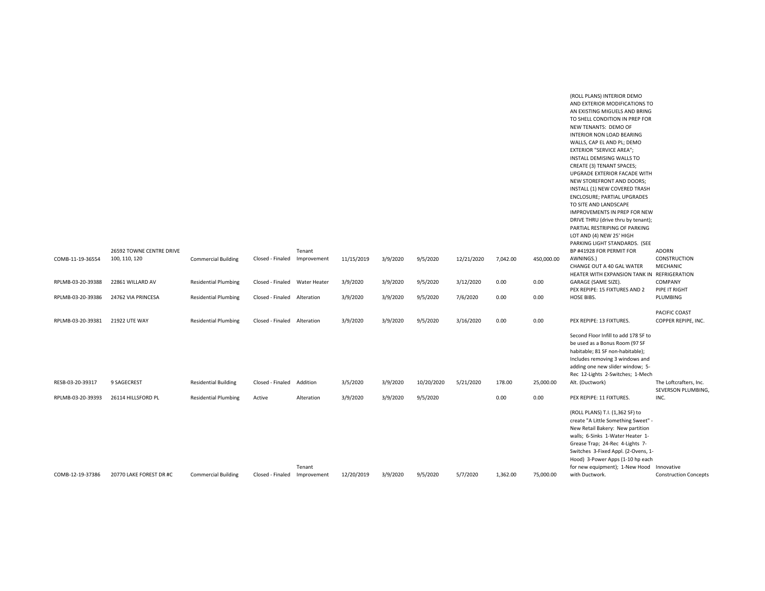| | | | | | | | | | | | | |
|---|---|---|---|---|---|---|---|---|---|---|---|---|
| COMB-11-19-36554 | 26592 TOWNE CENTRE DRIVE 100, 110, 120 | Commercial Building | Closed - Finaled | Tenant Improvement | 11/15/2019 | 3/9/2020 | 9/5/2020 | 12/21/2020 | 7,042.00 | 450,000.00 | (ROLL PLANS) INTERIOR DEMO AND EXTERIOR MODIFICATIONS TO AN EXISTING MIGUELS AND BRING TO SHELL CONDITION IN PREP FOR NEW TENANTS: DEMO OF INTERIOR NON LOAD BEARING WALLS, CAP EL AND PL; DEMO EXTERIOR "SERVICE AREA"; INSTALL DEMISING WALLS TO CREATE (3) TENANT SPACES; UPGRADE EXTERIOR FACADE WITH NEW STOREFRONT AND DOORS; INSTALL (1) NEW COVERED TRASH ENCLOSURE; PARTIAL UPGRADES TO SITE AND LANDSCAPE IMPROVEMENTS IN PREP FOR NEW DRIVE THRU (drive thru by tenant); PARTIAL RESTRIPING OF PARKING LOT AND (4) NEW 25' HIGH PARKING LIGHT STANDARDS. (SEE BP #41928 FOR PERMIT FOR AWNINGS.) | ADORN CONSTRUCTION |
| RPLMB-03-20-39388 | 22861 WILLARD AV | Residential Plumbing | Closed - Finaled | Water Heater | 3/9/2020 | 3/9/2020 | 9/5/2020 | 3/12/2020 | 0.00 | 0.00 | CHANGE OUT A 40 GAL WATER HEATER WITH EXPANSION TANK IN GARAGE (SAME SIZE). | MECHANIC REFRIGERATION COMPANY |
| RPLMB-03-20-39386 | 24762 VIA PRINCESA | Residential Plumbing | Closed - Finaled | Alteration | 3/9/2020 | 3/9/2020 | 9/5/2020 | 7/6/2020 | 0.00 | 0.00 | PEX REPIPE: 15 FIXTURES AND 2 HOSE BIBS. | PIPE IT RIGHT PLUMBING |
| RPLMB-03-20-39381 | 21922 UTE WAY | Residential Plumbing | Closed - Finaled | Alteration | 3/9/2020 | 3/9/2020 | 9/5/2020 | 3/16/2020 | 0.00 | 0.00 | PEX REPIPE: 13 FIXTURES. | PACIFIC COAST COPPER REPIPE, INC. |
| RESB-03-20-39317 | 9 SAGECREST | Residential Building | Closed - Finaled | Addition | 3/5/2020 | 3/9/2020 | 10/20/2020 | 5/21/2020 | 178.00 | 25,000.00 | Second Floor Infill to add 178 SF to be used as a Bonus Room (97 SF habitable; 81 SF non-habitable); Includes removing 3 windows and adding one new slider window; 5-Rec 12-Lights 2-Switches; 1-Mech Alt. (Ductwork) | The Loftcrafters, Inc. |
| RPLMB-03-20-39393 | 26114 HILLSFORD PL | Residential Plumbing | Active | Alteration | 3/9/2020 | 3/9/2020 | 9/5/2020 | | 0.00 | 0.00 | PEX REPIPE: 11 FIXTURES. | SEVERSON PLUMBING, INC. |
| COMB-12-19-37386 | 20770 LAKE FOREST DR #C | Commercial Building | Closed - Finaled | Tenant Improvement | 12/20/2019 | 3/9/2020 | 9/5/2020 | 5/7/2020 | 1,362.00 | 75,000.00 | (ROLL PLANS) T.I. (1,362 SF) to create "A Little Something Sweet" - New Retail Bakery: New partition walls; 6-Sinks 1-Water Heater 1-Grease Trap; 24-Rec 4-Lights 7-Switches 3-Fixed Appl. (2-Ovens, 1-Hood) 3-Power Apps (1-10 hp each for new equipment); 1-New Hood with Ductwork. | Innovative Construction Concepts |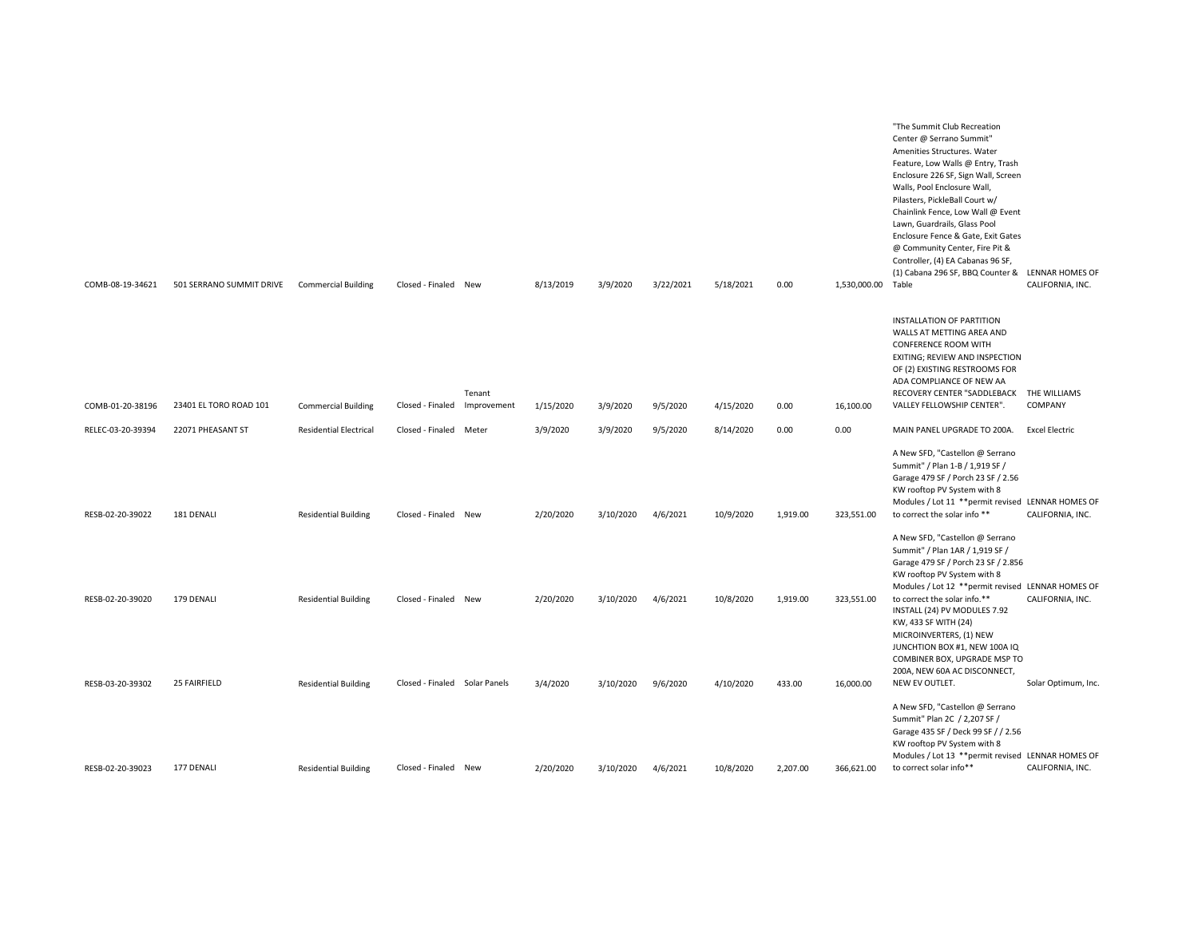| | | | | | | | | | | | | |
|---|---|---|---|---|---|---|---|---|---|---|---|---|
| COMB-08-19-34621 | 501 SERRANO SUMMIT DRIVE | Commercial Building | Closed - Finaled | New | 8/13/2019 | 3/9/2020 | 3/22/2021 | 5/18/2021 | 0.00 | 1,530,000.00 | "The Summit Club Recreation Center @ Serrano Summit" Amenities Structures. Water Feature, Low Walls @ Entry, Trash Enclosure 226 SF, Sign Wall, Screen Walls, Pool Enclosure Wall, Pilasters, PickleBall Court w/ Chainlink Fence, Low Wall @ Event Lawn, Guardrails, Glass Pool Enclosure Fence & Gate, Exit Gates @ Community Center, Fire Pit & Controller, (4) EA Cabanas 96 SF, (1) Cabana 296 SF, BBQ Counter & Table | LENNAR HOMES OF CALIFORNIA, INC. |
| COMB-01-20-38196 | 23401 EL TORO ROAD 101 | Commercial Building | Closed - Finaled | Tenant Improvement | 1/15/2020 | 3/9/2020 | 9/5/2020 | 4/15/2020 | 0.00 | 16,100.00 | INSTALLATION OF PARTITION WALLS AT METTING AREA AND CONFERENCE ROOM WITH EXITING; REVIEW AND INSPECTION OF (2) EXISTING RESTROOMS FOR ADA COMPLIANCE OF NEW AA RECOVERY CENTER "SADDLEBACK VALLEY FELLOWSHIP CENTER". | THE WILLIAMS COMPANY |
| RELEC-03-20-39394 | 22071 PHEASANT ST | Residential Electrical | Closed - Finaled | Meter | 3/9/2020 | 3/9/2020 | 9/5/2020 | 8/14/2020 | 0.00 | 0.00 | MAIN PANEL UPGRADE TO 200A. | Excel Electric |
| RESB-02-20-39022 | 181 DENALI | Residential Building | Closed - Finaled | New | 2/20/2020 | 3/10/2020 | 4/6/2021 | 10/9/2020 | 1,919.00 | 323,551.00 | A New SFD, "Castellon @ Serrano Summit" / Plan 1-B / 1,919 SF / Garage 479 SF / Porch 23 SF / 2.56 KW rooftop PV System with 8 Modules / Lot 11 **permit revised to correct the solar info ** | LENNAR HOMES OF CALIFORNIA, INC. |
| RESB-02-20-39020 | 179 DENALI | Residential Building | Closed - Finaled | New | 2/20/2020 | 3/10/2020 | 4/6/2021 | 10/8/2020 | 1,919.00 | 323,551.00 | A New SFD, "Castellon @ Serrano Summit" / Plan 1AR / 1,919 SF / Garage 479 SF / Porch 23 SF / 2.856 KW rooftop PV System with 8 Modules / Lot 12 **permit revised to correct the solar info.** | LENNAR HOMES OF CALIFORNIA, INC. |
| RESB-03-20-39302 | 25 FAIRFIELD | Residential Building | Closed - Finaled | Solar Panels | 3/4/2020 | 3/10/2020 | 9/6/2020 | 4/10/2020 | 433.00 | 16,000.00 | INSTALL (24) PV MODULES 7.92 KW, 433 SF WITH (24) MICROINVERTERS, (1) NEW JUNCHTION BOX #1, NEW 100A IQ COMBINER BOX, UPGRADE MSP TO 200A, NEW 60A AC DISCONNECT, NEW EV OUTLET. | Solar Optimum, Inc. |
| RESB-02-20-39023 | 177 DENALI | Residential Building | Closed - Finaled | New | 2/20/2020 | 3/10/2020 | 4/6/2021 | 10/8/2020 | 2,207.00 | 366,621.00 | A New SFD, "Castellon @ Serrano Summit" Plan 2C / 2,207 SF / Garage 435 SF / Deck 99 SF / / 2.56 KW rooftop PV System with 8 Modules / Lot 13 **permit revised to correct solar info** | LENNAR HOMES OF CALIFORNIA, INC. |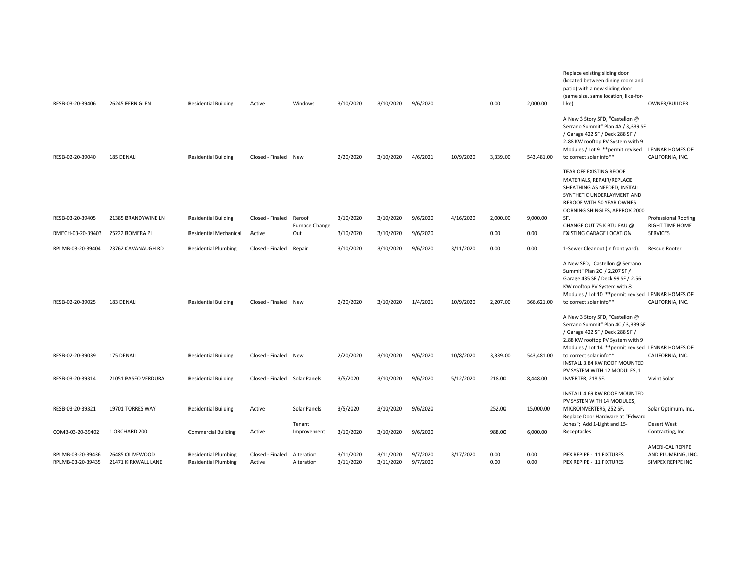| | | | | | | | | | | | | |
|---|---|---|---|---|---|---|---|---|---|---|---|---|
| RESB-03-20-39406 | 26245 FERN GLEN | Residential Building | Active | Windows | 3/10/2020 | 3/10/2020 | 9/6/2020 | | 0.00 | 2,000.00 | Replace existing sliding door (located between dining room and patio) with a new sliding door (same size, same location, like-for-like). | OWNER/BUILDER |
| RESB-02-20-39040 | 185 DENALI | Residential Building | Closed - Finaled | New | 2/20/2020 | 3/10/2020 | 4/6/2021 | 10/9/2020 | 3,339.00 | 543,481.00 | A New 3 Story SFD, "Castellon @ Serrano Summit" Plan 4A / 3,339 SF / Garage 422 SF / Deck 288 SF / 2.88 KW rooftop PV System with 9 Modules / Lot 9 **permit revised to correct solar info** | LENNAR HOMES OF CALIFORNIA, INC. |
| RESB-03-20-39405 | 21385 BRANDYWINE LN | Residential Building | Closed - Finaled | Reroof | 3/10/2020 | 3/10/2020 | 9/6/2020 | 4/16/2020 | 2,000.00 | 9,000.00 | TEAR OFF EXISTING REOOF MATERIALS, REPAIR/REPLACE SHEATHING AS NEEDED, INSTALL SYNTHETIC UNDERLAYMENT AND REROOF WITH 50 YEAR OWNES CORNING SHINGLES, APPROX 2000 SF. | Professional Roofing |
| RMECH-03-20-39403 | 25222 ROMERA PL | Residential Mechanical | Active | Furnace Change Out | 3/10/2020 | 3/10/2020 | 9/6/2020 | | 0.00 | 0.00 | CHANGE OUT 75 K BTU FAU @ EXISTING GARAGE LOCATION | RIGHT TIME HOME SERVICES |
| RPLMB-03-20-39404 | 23762 CAVANAUGH RD | Residential Plumbing | Closed - Finaled | Repair | 3/10/2020 | 3/10/2020 | 9/6/2020 | 3/11/2020 | 0.00 | 0.00 | 1-Sewer Cleanout (in front yard). | Rescue Rooter |
| RESB-02-20-39025 | 183 DENALI | Residential Building | Closed - Finaled | New | 2/20/2020 | 3/10/2020 | 1/4/2021 | 10/9/2020 | 2,207.00 | 366,621.00 | A New SFD, "Castellon @ Serrano Summit" Plan 2C / 2,207 SF / Garage 435 SF / Deck 99 SF / 2.56 KW rooftop PV System with 8 Modules / Lot 10 **permit revised to correct solar info** | LENNAR HOMES OF CALIFORNIA, INC. |
| RESB-02-20-39039 | 175 DENALI | Residential Building | Closed - Finaled | New | 2/20/2020 | 3/10/2020 | 9/6/2020 | 10/8/2020 | 3,339.00 | 543,481.00 | A New 3 Story SFD, "Castellon @ Serrano Summit" Plan 4C / 3,339 SF / Garage 422 SF / Deck 288 SF / 2.88 KW rooftop PV System with 9 Modules / Lot 14 **permit revised to correct solar info** | LENNAR HOMES OF CALIFORNIA, INC. |
| RESB-03-20-39314 | 21051 PASEO VERDURA | Residential Building | Closed - Finaled | Solar Panels | 3/5/2020 | 3/10/2020 | 9/6/2020 | 5/12/2020 | 218.00 | 8,448.00 | INSTALL 3.84 KW ROOF MOUNTED PV SYSTEM WITH 12 MODULES, 1 INVERTER, 218 SF. | Vivint Solar |
| RESB-03-20-39321 | 19701 TORRES WAY | Residential Building | Active | Solar Panels | 3/5/2020 | 3/10/2020 | 9/6/2020 | | 252.00 | 15,000.00 | INSTALL 4.69 KW ROOF MOUNTED PV SYSTEN WITH 14 MODULES, MICROINVERTERS, 252 SF. | Solar Optimum, Inc. |
| COMB-03-20-39402 | 1 ORCHARD 200 | Commercial Building | Active | Tenant Improvement | 3/10/2020 | 3/10/2020 | 9/6/2020 | | 988.00 | 6,000.00 | Replace Door Hardware at "Edward Jones"; Add 1-Light and 15-Receptacles | Desert West Contracting, Inc. |
| RPLMB-03-20-39436 | 26485 OLIVEWOOD | Residential Plumbing | Closed - Finaled | Alteration | 3/11/2020 | 3/11/2020 | 9/7/2020 | 3/17/2020 | 0.00 | 0.00 | PEX REPIPE - 11 FIXTURES | AMERI-CAL REPIPE AND PLUMBING, INC. |
| RPLMB-03-20-39435 | 21471 KIRKWALL LANE | Residential Plumbing | Active | Alteration | 3/11/2020 | 3/11/2020 | 9/7/2020 | | 0.00 | 0.00 | PEX REPIPE - 11 FIXTURES | SIMPEX REPIPE INC |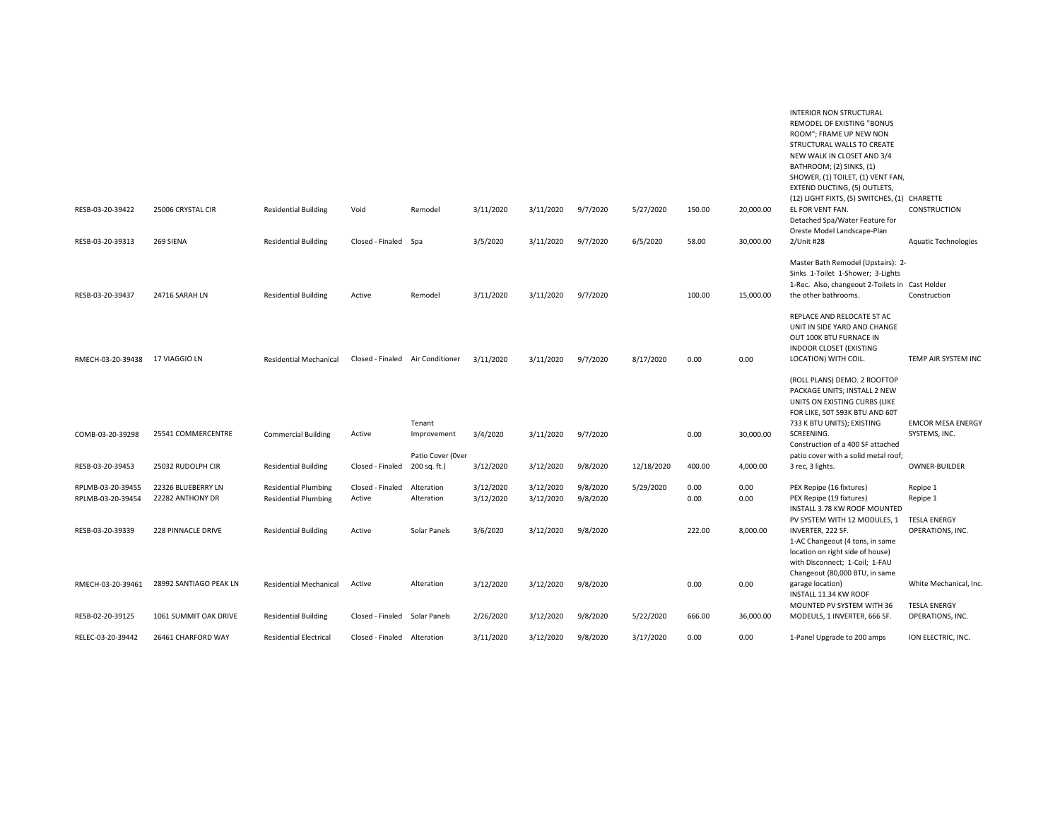| | | | | | | | | | | | | |
|---|---|---|---|---|---|---|---|---|---|---|---|---|
| RESB-03-20-39422 | 25006 CRYSTAL CIR | Residential Building | Void | Remodel | 3/11/2020 | 3/11/2020 | 9/7/2020 | 5/27/2020 | 150.00 | 20,000.00 | INTERIOR NON STRUCTURAL REMODEL OF EXISTING "BONUS ROOM"; FRAME UP NEW NON STRUCTURAL WALLS TO CREATE NEW WALK IN CLOSET AND 3/4 BATHROOM; (2) SINKS, (1) SHOWER, (1) TOILET, (1) VENT FAN, EXTEND DUCTING, (5) OUTLETS, (12) LIGHT FIXTS, (5) SWITCHES, (1) EL FOR VENT FAN. | CHARETTE CONSTRUCTION |
| RESB-03-20-39313 | 269 SIENA | Residential Building | Closed - Finaled | Spa | 3/5/2020 | 3/11/2020 | 9/7/2020 | 6/5/2020 | 58.00 | 30,000.00 | Detached Spa/Water Feature for Oreste Model Landscape-Plan 2/Unit #28 | Aquatic Technologies |
| RESB-03-20-39437 | 24716 SARAH LN | Residential Building | Active | Remodel | 3/11/2020 | 3/11/2020 | 9/7/2020 | | 100.00 | 15,000.00 | Master Bath Remodel (Upstairs): 2-Sinks 1-Toilet 1-Shower; 3-Lights 1-Rec. Also, changeout 2-Toilets in the other bathrooms. | Cast Holder Construction |
| RMECH-03-20-39438 | 17 VIAGGIO LN | Residential Mechanical | Closed - Finaled | Air Conditioner | 3/11/2020 | 3/11/2020 | 9/7/2020 | 8/17/2020 | 0.00 | 0.00 | REPLACE AND RELOCATE 5T AC UNIT IN SIDE YARD AND CHANGE OUT 100K BTU FURNACE IN INDOOR CLOSET (EXISTING LOCATION) WITH COIL. | TEMP AIR SYSTEM INC |
| COMB-03-20-39298 | 25541 COMMERCENTRE | Commercial Building | Active | Tenant Improvement | 3/4/2020 | 3/11/2020 | 9/7/2020 | | 0.00 | 30,000.00 | (ROLL PLANS) DEMO. 2 ROOFTOP PACKAGE UNITS; INSTALL 2 NEW UNITS ON EXISTING CURBS (LIKE FOR LIKE, 50T 593K BTU AND 60T 733 K BTU UNITS); EXISTING SCREENING. | EMCOR MESA ENERGY SYSTEMS, INC. |
| RESB-03-20-39453 | 25032 RUDOLPH CIR | Residential Building | Closed - Finaled | Patio Cover (0ver 200 sq. ft.) | 3/12/2020 | 3/12/2020 | 9/8/2020 | 12/18/2020 | 400.00 | 4,000.00 | Construction of a 400 SF attached patio cover with a solid metal roof; 3 rec, 3 lights. | OWNER-BUILDER |
| RPLMB-03-20-39455 | 22326 BLUEBERRY LN | Residential Plumbing | Closed - Finaled | Alteration | 3/12/2020 | 3/12/2020 | 9/8/2020 | 5/29/2020 | 0.00 | 0.00 | PEX Repipe (16 fixtures) | Repipe 1 |
| RPLMB-03-20-39454 | 22282 ANTHONY DR | Residential Plumbing | Active | Alteration | 3/12/2020 | 3/12/2020 | 9/8/2020 | | 0.00 | 0.00 | PEX Repipe (19 fixtures) | Repipe 1 |
| RESB-03-20-39339 | 228 PINNACLE DRIVE | Residential Building | Active | Solar Panels | 3/6/2020 | 3/12/2020 | 9/8/2020 | | 222.00 | 8,000.00 | INSTALL 3.78 KW ROOF MOUNTED PV SYSTEM WITH 12 MODULES, 1 INVERTER, 222 SF. | TESLA ENERGY OPERATIONS, INC. |
| RMECH-03-20-39461 | 28992 SANTIAGO PEAK LN | Residential Mechanical | Active | Alteration | 3/12/2020 | 3/12/2020 | 9/8/2020 | | 0.00 | 0.00 | 1-AC Changeout (4 tons, in same location on right side of house) with Disconnect; 1-Coil; 1-FAU Changeout (80,000 BTU, in same garage location) | White Mechanical, Inc. |
| RESB-02-20-39125 | 1061 SUMMIT OAK DRIVE | Residential Building | Closed - Finaled | Solar Panels | 2/26/2020 | 3/12/2020 | 9/8/2020 | 5/22/2020 | 666.00 | 36,000.00 | INSTALL 11.34 KW ROOF MOUNTED PV SYSTEM WITH 36 MODEULS, 1 INVERTER, 666 SF. | TESLA ENERGY OPERATIONS, INC. |
| RELEC-03-20-39442 | 26461 CHARFORD WAY | Residential Electrical | Closed - Finaled | Alteration | 3/11/2020 | 3/12/2020 | 9/8/2020 | 3/17/2020 | 0.00 | 0.00 | 1-Panel Upgrade to 200 amps | ION ELECTRIC, INC. |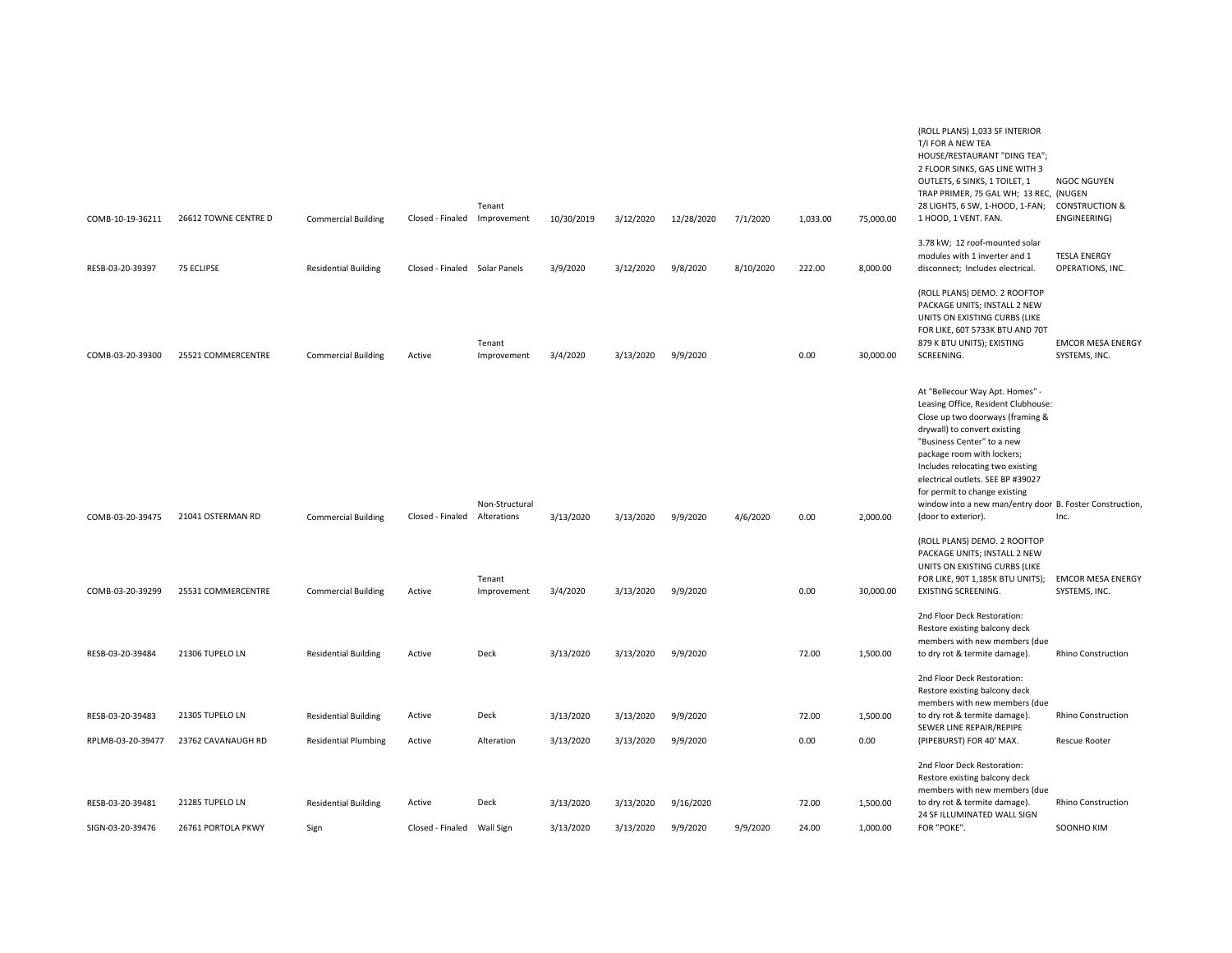| | | | | | | | | | | | | |
|---|---|---|---|---|---|---|---|---|---|---|---|---|
| COMB-10-19-36211 | 26612 TOWNE CENTRE D | Commercial Building | Closed - Finaled | Tenant Improvement | 10/30/2019 | 3/12/2020 | 12/28/2020 | 7/1/2020 | 1,033.00 | 75,000.00 | (ROLL PLANS) 1,033 SF INTERIOR T/I FOR A NEW TEA HOUSE/RESTAURANT "DING TEA"; 2 FLOOR SINKS, GAS LINE WITH 3 OUTLETS, 6 SINKS, 1 TOILET, 1 TRAP PRIMER, 75 GAL WH; 13 REC, 28 LIGHTS, 6 SW, 1-HOOD, 1-FAN; 1 HOOD, 1 VENT. FAN. | NGOC NGUYEN (NUGEN CONSTRUCTION & ENGINEERING) |
| RESB-03-20-39397 | 75 ECLIPSE | Residential Building | Closed - Finaled | Solar Panels | 3/9/2020 | 3/12/2020 | 9/8/2020 | 8/10/2020 | 222.00 | 8,000.00 | 3.78 kW; 12 roof-mounted solar modules with 1 inverter and 1 disconnect; Includes electrical. | TESLA ENERGY OPERATIONS, INC. |
| COMB-03-20-39300 | 25521 COMMERCENTRE | Commercial Building | Active | Tenant Improvement | 3/4/2020 | 3/13/2020 | 9/9/2020 | | 0.00 | 30,000.00 | (ROLL PLANS) DEMO. 2 ROOFTOP PACKAGE UNITS; INSTALL 2 NEW UNITS ON EXISTING CURBS (LIKE FOR LIKE, 60T 5733K BTU AND 70T 879 K BTU UNITS); EXISTING SCREENING. | EMCOR MESA ENERGY SYSTEMS, INC. |
| COMB-03-20-39475 | 21041 OSTERMAN RD | Commercial Building | Closed - Finaled | Non-Structural Alterations | 3/13/2020 | 3/13/2020 | 9/9/2020 | 4/6/2020 | 0.00 | 2,000.00 | At "Bellecour Way Apt. Homes" - Leasing Office, Resident Clubhouse: Close up two doorways (framing & drywall) to convert existing "Business Center" to a new package room with lockers; Includes relocating two existing electrical outlets. SEE BP #39027 for permit to change existing window into a new man/entry door (door to exterior). | B. Foster Construction, Inc. |
| COMB-03-20-39299 | 25531 COMMERCENTRE | Commercial Building | Active | Tenant Improvement | 3/4/2020 | 3/13/2020 | 9/9/2020 | | 0.00 | 30,000.00 | (ROLL PLANS) DEMO. 2 ROOFTOP PACKAGE UNITS; INSTALL 2 NEW UNITS ON EXISTING CURBS (LIKE FOR LIKE, 90T 1,185K BTU UNITS); EXISTING SCREENING. | EMCOR MESA ENERGY SYSTEMS, INC. |
| RESB-03-20-39484 | 21306 TUPELO LN | Residential Building | Active | Deck | 3/13/2020 | 3/13/2020 | 9/9/2020 | | 72.00 | 1,500.00 | 2nd Floor Deck Restoration: Restore existing balcony deck members with new members (due to dry rot & termite damage). | Rhino Construction |
| RESB-03-20-39483 | 21305 TUPELO LN | Residential Building | Active | Deck | 3/13/2020 | 3/13/2020 | 9/9/2020 | | 72.00 | 1,500.00 | 2nd Floor Deck Restoration: Restore existing balcony deck members with new members (due to dry rot & termite damage). | Rhino Construction |
| RPLMB-03-20-39477 | 23762 CAVANAUGH RD | Residential Plumbing | Active | Alteration | 3/13/2020 | 3/13/2020 | 9/9/2020 | | 0.00 | 0.00 | SEWER LINE REPAIR/REPIPE (PIPEBURST) FOR 40' MAX. | Rescue Rooter |
| RESB-03-20-39481 | 21285 TUPELO LN | Residential Building | Active | Deck | 3/13/2020 | 3/13/2020 | 9/16/2020 | | 72.00 | 1,500.00 | 2nd Floor Deck Restoration: Restore existing balcony deck members with new members (due to dry rot & termite damage). | Rhino Construction |
| SIGN-03-20-39476 | 26761 PORTOLA PKWY | Sign | Closed - Finaled | Wall Sign | 3/13/2020 | 3/13/2020 | 9/9/2020 | 9/9/2020 | 24.00 | 1,000.00 | 24 SF ILLUMINATED WALL SIGN FOR "POKE". | SOONHO KIM |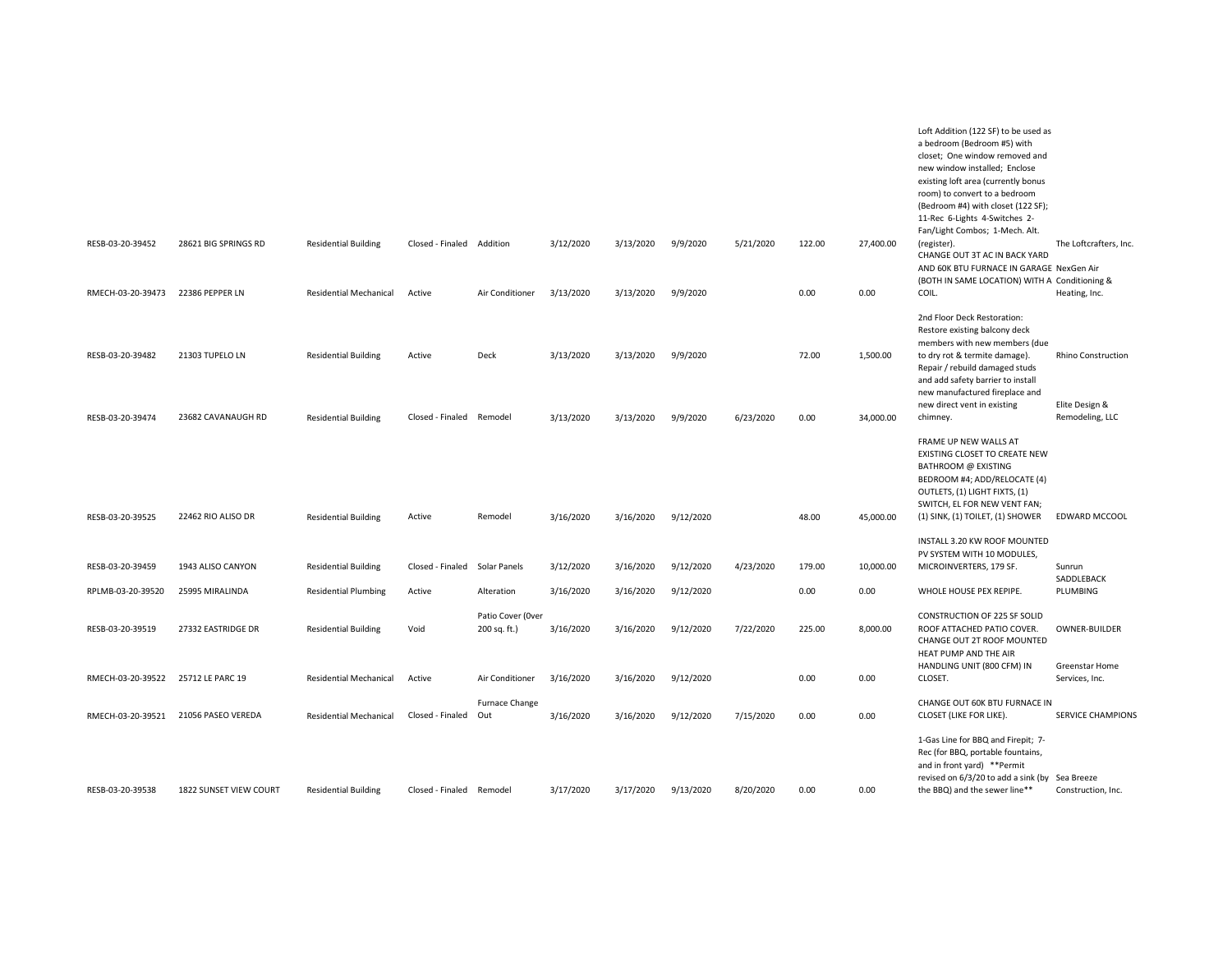| | | | | | | | | | | | | |
|---|---|---|---|---|---|---|---|---|---|---|---|---|
| RESB-03-20-39452 | 28621 BIG SPRINGS RD | Residential Building | Closed - Finaled | Addition | 3/12/2020 | 3/13/2020 | 9/9/2020 | 5/21/2020 | 122.00 | 27,400.00 | Loft Addition (122 SF) to be used as a bedroom (Bedroom #5) with closet; One window removed and new window installed; Enclose existing loft area (currently bonus room) to convert to a bedroom (Bedroom #4) with closet (122 SF); 11-Rec 6-Lights 4-Switches 2-Fan/Light Combos; 1-Mech. Alt. (register). | The Loftcrafters, Inc. |
| RMECH-03-20-39473 | 22386 PEPPER LN | Residential Mechanical | Active | Air Conditioner | 3/13/2020 | 3/13/2020 | 9/9/2020 | | 0.00 | 0.00 | CHANGE OUT 3T AC IN BACK YARD AND 60K BTU FURNACE IN GARAGE (BOTH IN SAME LOCATION) WITH A COIL. | NexGen Air Conditioning & Heating, Inc. |
| RESB-03-20-39482 | 21303 TUPELO LN | Residential Building | Active | Deck | 3/13/2020 | 3/13/2020 | 9/9/2020 | | 72.00 | 1,500.00 | 2nd Floor Deck Restoration: Restore existing balcony deck members with new members (due to dry rot & termite damage). | Rhino Construction |
| RESB-03-20-39474 | 23682 CAVANAUGH RD | Residential Building | Closed - Finaled | Remodel | 3/13/2020 | 3/13/2020 | 9/9/2020 | 6/23/2020 | 0.00 | 34,000.00 | Repair / rebuild damaged studs and add safety barrier to install new manufactured fireplace and new direct vent in existing chimney. | Elite Design & Remodeling, LLC |
| RESB-03-20-39525 | 22462 RIO ALISO DR | Residential Building | Active | Remodel | 3/16/2020 | 3/16/2020 | 9/12/2020 | | 48.00 | 45,000.00 | FRAME UP NEW WALLS AT EXISTING CLOSET TO CREATE NEW BATHROOM @ EXISTING BEDROOM #4; ADD/RELOCATE (4) OUTLETS, (1) LIGHT FIXTS, (1) SWITCH, EL FOR NEW VENT FAN; (1) SINK, (1) TOILET, (1) SHOWER | EDWARD MCCOOL |
| RESB-03-20-39459 | 1943 ALISO CANYON | Residential Building | Closed - Finaled | Solar Panels | 3/12/2020 | 3/16/2020 | 9/12/2020 | 4/23/2020 | 179.00 | 10,000.00 | INSTALL 3.20 KW ROOF MOUNTED PV SYSTEM WITH 10 MODULES, MICROINVERTERS, 179 SF. | Sunrun |
| RPLMB-03-20-39520 | 25995 MIRALINDA | Residential Plumbing | Active | Alteration | 3/16/2020 | 3/16/2020 | 9/12/2020 | | 0.00 | 0.00 | WHOLE HOUSE PEX REPIPE. | SADDLEBACK PLUMBING |
| RESB-03-20-39519 | 27332 EASTRIDGE DR | Residential Building | Void | Patio Cover (0ver 200 sq. ft.) | 3/16/2020 | 3/16/2020 | 9/12/2020 | 7/22/2020 | 225.00 | 8,000.00 | CONSTRUCTION OF 225 SF SOLID ROOF ATTACHED PATIO COVER. | OWNER-BUILDER |
| RMECH-03-20-39522 | 25712 LE PARC 19 | Residential Mechanical | Active | Air Conditioner | 3/16/2020 | 3/16/2020 | 9/12/2020 | | 0.00 | 0.00 | CHANGE OUT 2T ROOF MOUNTED HEAT PUMP AND THE AIR HANDLING UNIT (800 CFM) IN CLOSET. | Greenstar Home Services, Inc. |
| RMECH-03-20-39521 | 21056 PASEO VEREDA | Residential Mechanical | Closed - Finaled | Furnace Change Out | 3/16/2020 | 3/16/2020 | 9/12/2020 | 7/15/2020 | 0.00 | 0.00 | CHANGE OUT 60K BTU FURNACE IN CLOSET (LIKE FOR LIKE). | SERVICE CHAMPIONS |
| RESB-03-20-39538 | 1822 SUNSET VIEW COURT | Residential Building | Closed - Finaled | Remodel | 3/17/2020 | 3/17/2020 | 9/13/2020 | 8/20/2020 | 0.00 | 0.00 | 1-Gas Line for BBQ and Firepit; 7-Rec (for BBQ, portable fountains, and in front yard) **Permit revised on 6/3/20 to add a sink (by the BBQ) and the sewer line** | Sea Breeze Construction, Inc. |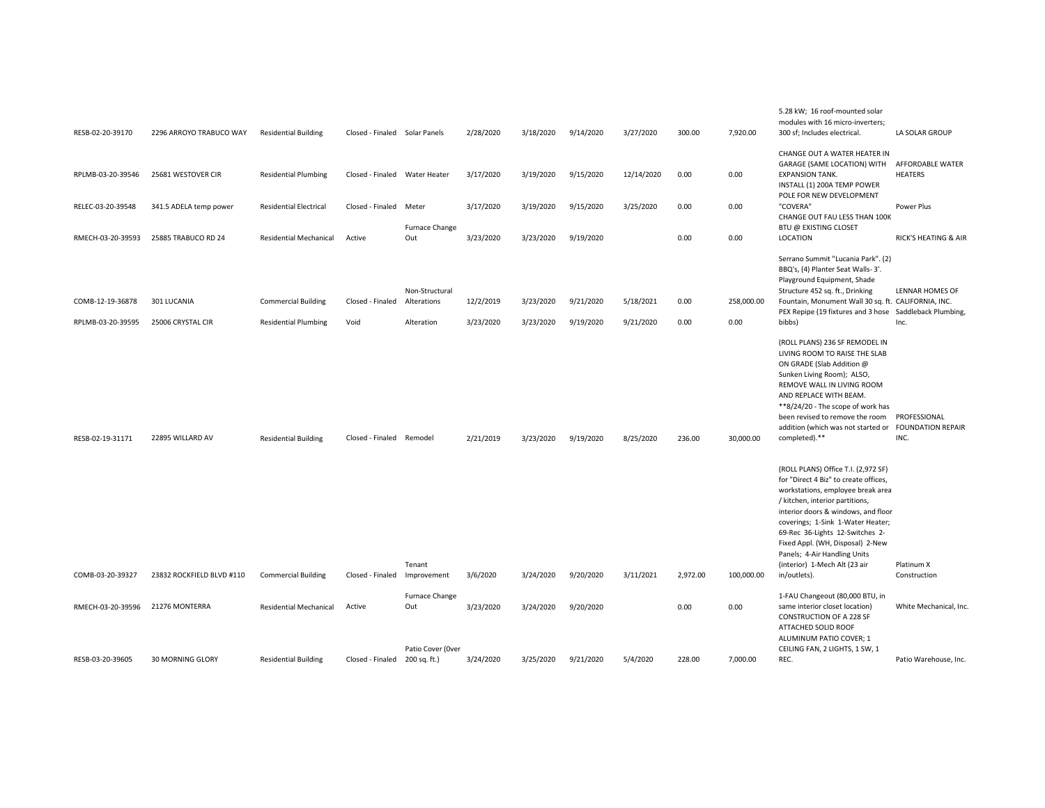| | | | | | | | | | | | | |
|---|---|---|---|---|---|---|---|---|---|---|---|---|
| RESB-02-20-39170 | 2296 ARROYO TRABUCO WAY | Residential Building | Closed - Finaled | Solar Panels | 2/28/2020 | 3/18/2020 | 9/14/2020 | 3/27/2020 | 300.00 | 7,920.00 | 5.28 kW; 16 roof-mounted solar modules with 16 micro-inverters; 300 sf; Includes electrical. | LA SOLAR GROUP |
| RPLMB-03-20-39546 | 25681 WESTOVER CIR | Residential Plumbing | Closed - Finaled | Water Heater | 3/17/2020 | 3/19/2020 | 9/15/2020 | 12/14/2020 | 0.00 | 0.00 | CHANGE OUT A WATER HEATER IN GARAGE (SAME LOCATION) WITH EXPANSION TANK. | AFFORDABLE WATER HEATERS |
| RELEC-03-20-39548 | 341.5 ADELA temp power | Residential Electrical | Closed - Finaled | Meter | 3/17/2020 | 3/19/2020 | 9/15/2020 | 3/25/2020 | 0.00 | 0.00 | INSTALL (1) 200A TEMP POWER POLE FOR NEW DEVELOPMENT "COVERA" | Power Plus |
| RMECH-03-20-39593 | 25885 TRABUCO RD 24 | Residential Mechanical | Active | Furnace Change Out | 3/23/2020 | 3/23/2020 | 9/19/2020 | | 0.00 | 0.00 | CHANGE OUT FAU LESS THAN 100K BTU @ EXISTING CLOSET LOCATION | RICK'S HEATING & AIR |
| COMB-12-19-36878 | 301 LUCANIA | Commercial Building | Closed - Finaled | Non-Structural Alterations | 12/2/2019 | 3/23/2020 | 9/21/2020 | 5/18/2021 | 0.00 | 258,000.00 | Serrano Summit "Lucania Park". (2) BBQ's, (4) Planter Seat Walls- 3'. Playground Equipment, Shade Structure 452 sq. ft., Drinking Fountain, Monument Wall 30 sq. ft. | LENNAR HOMES OF CALIFORNIA, INC. |
| RPLMB-03-20-39595 | 25006 CRYSTAL CIR | Residential Plumbing | Void | Alteration | 3/23/2020 | 3/23/2020 | 9/19/2020 | 9/21/2020 | 0.00 | 0.00 | PEX Repipe (19 fixtures and 3 hose bibbs) | Saddleback Plumbing, Inc. |
| RESB-02-19-31171 | 22895 WILLARD AV | Residential Building | Closed - Finaled | Remodel | 2/21/2019 | 3/23/2020 | 9/19/2020 | 8/25/2020 | 236.00 | 30,000.00 | (ROLL PLANS) 236 SF REMODEL IN LIVING ROOM TO RAISE THE SLAB ON GRADE (Slab Addition @ Sunken Living Room); ALSO, REMOVE WALL IN LIVING ROOM AND REPLACE WITH BEAM. **8/24/20 - The scope of work has been revised to remove the room addition (which was not started or completed).** | PROFESSIONAL FOUNDATION REPAIR INC. |
| COMB-03-20-39327 | 23832 ROCKFIELD BLVD #110 | Commercial Building | Closed - Finaled | Tenant Improvement | 3/6/2020 | 3/24/2020 | 9/20/2020 | 3/11/2021 | 2,972.00 | 100,000.00 | (ROLL PLANS) Office T.I. (2,972 SF) for "Direct 4 Biz" to create offices, workstations, employee break area / kitchen, interior partitions, interior doors & windows, and floor coverings; 1-Sink 1-Water Heater; 69-Rec 36-Lights 12-Switches 2-Fixed Appl. (WH, Disposal) 2-New Panels; 4-Air Handling Units (interior) 1-Mech Alt (23 air in/outlets). | Platinum X Construction |
| RMECH-03-20-39596 | 21276 MONTERRA | Residential Mechanical | Active | Furnace Change Out | 3/23/2020 | 3/24/2020 | 9/20/2020 | | 0.00 | 0.00 | 1-FAU Changeout (80,000 BTU, in same interior closet location) | White Mechanical, Inc. |
| RESB-03-20-39605 | 30 MORNING GLORY | Residential Building | Closed - Finaled | Patio Cover (0ver 200 sq. ft.) | 3/24/2020 | 3/25/2020 | 9/21/2020 | 5/4/2020 | 228.00 | 7,000.00 | CONSTRUCTION OF A 228 SF ATTACHED SOLID ROOF ALUMINUM PATIO COVER; 1 CEILING FAN, 2 LIGHTS, 1 SW, 1 REC. | Patio Warehouse, Inc. |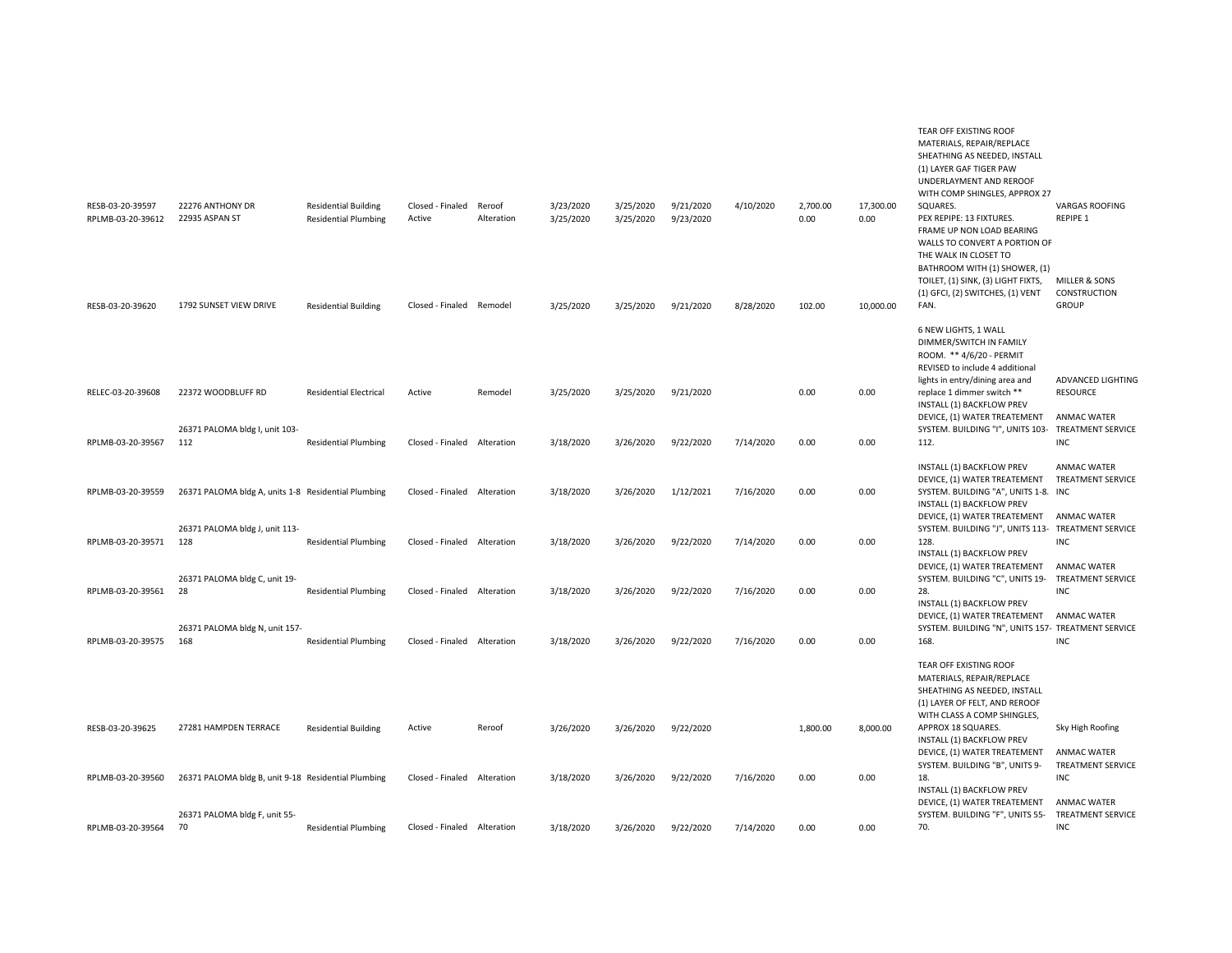| | | | | | | | | | | | | |
|---|---|---|---|---|---|---|---|---|---|---|---|---|
| RESB-03-20-39597 | 22276 ANTHONY DR | Residential Building | Closed - Finaled | Reroof | 3/23/2020 | 3/25/2020 | 9/21/2020 | 4/10/2020 | 2,700.00 | 17,300.00 | TEAR OFF EXISTING ROOF MATERIALS, REPAIR/REPLACE SHEATHING AS NEEDED, INSTALL (1) LAYER GAF TIGER PAW UNDERLAYMENT AND REROOF WITH COMP SHINGLES, APPROX 27 SQUARES. | VARGAS ROOFING |
| RPLMB-03-20-39612 | 22935 ASPAN ST | Residential Plumbing | Active | Alteration | 3/25/2020 | 3/25/2020 | 9/23/2020 | | 0.00 | 0.00 | PEX REPIPE: 13 FIXTURES. | REPIPE 1 |
| RESB-03-20-39620 | 1792 SUNSET VIEW DRIVE | Residential Building | Closed - Finaled | Remodel | 3/25/2020 | 3/25/2020 | 9/21/2020 | 8/28/2020 | 102.00 | 10,000.00 | FRAME UP NON LOAD BEARING WALLS TO CONVERT A PORTION OF THE WALK IN CLOSET TO BATHROOM WITH (1) SHOWER, (1) TOILET, (1) SINK, (3) LIGHT FIXTS, (1) GFCI, (2) SWITCHES, (1) VENT FAN. | MILLER & SONS CONSTRUCTION GROUP |
| RELEC-03-20-39608 | 22372 WOODBLUFF RD | Residential Electrical | Active | Remodel | 3/25/2020 | 3/25/2020 | 9/21/2020 | | 0.00 | 0.00 | 6 NEW LIGHTS, 1 WALL DIMMER/SWITCH IN FAMILY ROOM. ** 4/6/20 - PERMIT REVISED to include 4 additional lights in entry/dining area and replace 1 dimmer switch ** | ADVANCED LIGHTING RESOURCE |
| RPLMB-03-20-39567 | 26371 PALOMA bldg I, unit 103-112 | Residential Plumbing | Closed - Finaled | Alteration | 3/18/2020 | 3/26/2020 | 9/22/2020 | 7/14/2020 | 0.00 | 0.00 | INSTALL (1) BACKFLOW PREV DEVICE, (1) WATER TREATEMENT SYSTEM. BUILDING "I", UNITS 103-112. | ANMAC WATER TREATMENT SERVICE INC |
| RPLMB-03-20-39559 | 26371 PALOMA bldg A, units 1-8 | Residential Plumbing | Closed - Finaled | Alteration | 3/18/2020 | 3/26/2020 | 1/12/2021 | 7/16/2020 | 0.00 | 0.00 | INSTALL (1) BACKFLOW PREV DEVICE, (1) WATER TREATEMENT SYSTEM. BUILDING "A", UNITS 1-8. | ANMAC WATER TREATMENT SERVICE INC |
| RPLMB-03-20-39571 | 26371 PALOMA bldg J, unit 113-128 | Residential Plumbing | Closed - Finaled | Alteration | 3/18/2020 | 3/26/2020 | 9/22/2020 | 7/14/2020 | 0.00 | 0.00 | INSTALL (1) BACKFLOW PREV DEVICE, (1) WATER TREATEMENT SYSTEM. BUILDING "J", UNITS 113-128. | ANMAC WATER TREATMENT SERVICE INC |
| RPLMB-03-20-39561 | 26371 PALOMA bldg C, unit 19-28 | Residential Plumbing | Closed - Finaled | Alteration | 3/18/2020 | 3/26/2020 | 9/22/2020 | 7/16/2020 | 0.00 | 0.00 | INSTALL (1) BACKFLOW PREV DEVICE, (1) WATER TREATEMENT SYSTEM. BUILDING "C", UNITS 19-28. | ANMAC WATER TREATMENT SERVICE INC |
| RPLMB-03-20-39575 | 26371 PALOMA bldg N, unit 157-168 | Residential Plumbing | Closed - Finaled | Alteration | 3/18/2020 | 3/26/2020 | 9/22/2020 | 7/16/2020 | 0.00 | 0.00 | INSTALL (1) BACKFLOW PREV DEVICE, (1) WATER TREATEMENT SYSTEM. BUILDING "N", UNITS 157-168. | ANMAC WATER TREATMENT SERVICE INC |
| RESB-03-20-39625 | 27281 HAMPDEN TERRACE | Residential Building | Active | Reroof | 3/26/2020 | 3/26/2020 | 9/22/2020 | | 1,800.00 | 8,000.00 | TEAR OFF EXISTING ROOF MATERIALS, REPAIR/REPLACE SHEATHING AS NEEDED, INSTALL (1) LAYER OF FELT, AND REROOF WITH CLASS A COMP SHINGLES, APPROX 18 SQUARES. | Sky High Roofing |
| RPLMB-03-20-39560 | 26371 PALOMA bldg B, unit 9-18 | Residential Plumbing | Closed - Finaled | Alteration | 3/18/2020 | 3/26/2020 | 9/22/2020 | 7/16/2020 | 0.00 | 0.00 | INSTALL (1) BACKFLOW PREV DEVICE, (1) WATER TREATEMENT SYSTEM. BUILDING "B", UNITS 9-18. | ANMAC WATER TREATMENT SERVICE INC |
| RPLMB-03-20-39564 | 26371 PALOMA bldg F, unit 55-70 | Residential Plumbing | Closed - Finaled | Alteration | 3/18/2020 | 3/26/2020 | 9/22/2020 | 7/14/2020 | 0.00 | 0.00 | INSTALL (1) BACKFLOW PREV DEVICE, (1) WATER TREATEMENT SYSTEM. BUILDING "F", UNITS 55-70. | ANMAC WATER TREATMENT SERVICE INC |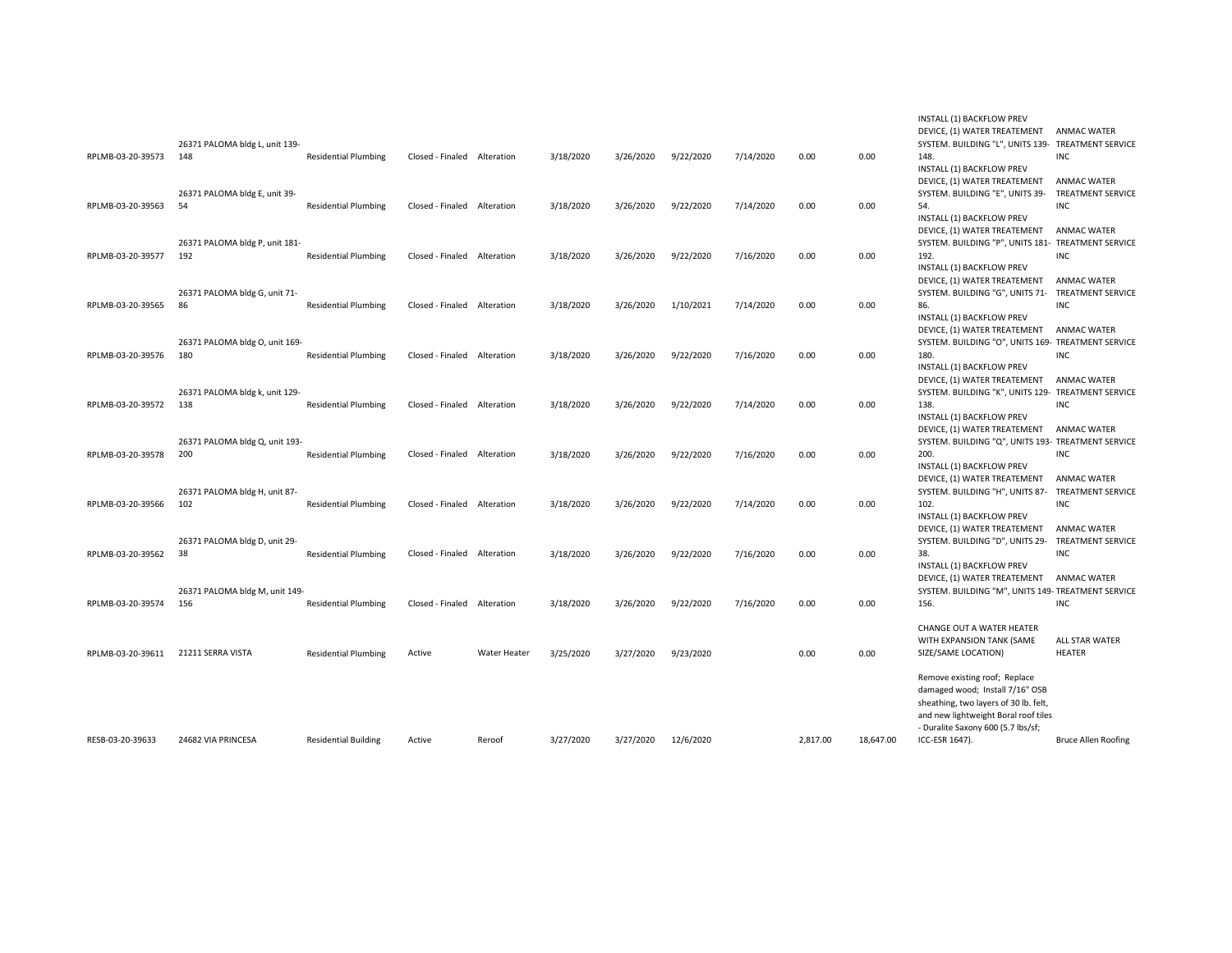| | | | | | | | | | | | | |
|---|---|---|---|---|---|---|---|---|---|---|---|---|
| RPLMB-03-20-39573 | 26371 PALOMA bldg L, unit 139-148 | Residential Plumbing | Closed - Finaled | Alteration | 3/18/2020 | 3/26/2020 | 9/22/2020 | 7/14/2020 | 0.00 | 0.00 | INSTALL (1) BACKFLOW PREV DEVICE, (1) WATER TREATEMENT SYSTEM. BUILDING "L", UNITS 139-148. | ANMAC WATER TREATMENT SERVICE INC |
| RPLMB-03-20-39563 | 26371 PALOMA bldg E, unit 39-54 | Residential Plumbing | Closed - Finaled | Alteration | 3/18/2020 | 3/26/2020 | 9/22/2020 | 7/14/2020 | 0.00 | 0.00 | INSTALL (1) BACKFLOW PREV DEVICE, (1) WATER TREATEMENT SYSTEM. BUILDING "E", UNITS 39-54. | ANMAC WATER TREATMENT SERVICE INC |
| RPLMB-03-20-39577 | 26371 PALOMA bldg P, unit 181-192 | Residential Plumbing | Closed - Finaled | Alteration | 3/18/2020 | 3/26/2020 | 9/22/2020 | 7/16/2020 | 0.00 | 0.00 | INSTALL (1) BACKFLOW PREV DEVICE, (1) WATER TREATEMENT SYSTEM. BUILDING "P", UNITS 181-192. | ANMAC WATER TREATMENT SERVICE INC |
| RPLMB-03-20-39565 | 26371 PALOMA bldg G, unit 71-86 | Residential Plumbing | Closed - Finaled | Alteration | 3/18/2020 | 3/26/2020 | 1/10/2021 | 7/14/2020 | 0.00 | 0.00 | INSTALL (1) BACKFLOW PREV DEVICE, (1) WATER TREATEMENT SYSTEM. BUILDING "G", UNITS 71-86. | ANMAC WATER TREATMENT SERVICE INC |
| RPLMB-03-20-39576 | 26371 PALOMA bldg O, unit 169-180 | Residential Plumbing | Closed - Finaled | Alteration | 3/18/2020 | 3/26/2020 | 9/22/2020 | 7/16/2020 | 0.00 | 0.00 | INSTALL (1) BACKFLOW PREV DEVICE, (1) WATER TREATEMENT SYSTEM. BUILDING "O", UNITS 169-180. | ANMAC WATER TREATMENT SERVICE INC |
| RPLMB-03-20-39572 | 26371 PALOMA bldg k, unit 129-138 | Residential Plumbing | Closed - Finaled | Alteration | 3/18/2020 | 3/26/2020 | 9/22/2020 | 7/14/2020 | 0.00 | 0.00 | INSTALL (1) BACKFLOW PREV DEVICE, (1) WATER TREATEMENT SYSTEM. BUILDING "K", UNITS 129-138. | ANMAC WATER TREATMENT SERVICE INC |
| RPLMB-03-20-39578 | 26371 PALOMA bldg Q, unit 193-200 | Residential Plumbing | Closed - Finaled | Alteration | 3/18/2020 | 3/26/2020 | 9/22/2020 | 7/16/2020 | 0.00 | 0.00 | INSTALL (1) BACKFLOW PREV DEVICE, (1) WATER TREATEMENT SYSTEM. BUILDING "Q", UNITS 193-200. | ANMAC WATER TREATMENT SERVICE INC |
| RPLMB-03-20-39566 | 26371 PALOMA bldg H, unit 87-102 | Residential Plumbing | Closed - Finaled | Alteration | 3/18/2020 | 3/26/2020 | 9/22/2020 | 7/14/2020 | 0.00 | 0.00 | INSTALL (1) BACKFLOW PREV DEVICE, (1) WATER TREATEMENT SYSTEM. BUILDING "H", UNITS 87-102. | ANMAC WATER TREATMENT SERVICE INC |
| RPLMB-03-20-39562 | 26371 PALOMA bldg D, unit 29-38 | Residential Plumbing | Closed - Finaled | Alteration | 3/18/2020 | 3/26/2020 | 9/22/2020 | 7/16/2020 | 0.00 | 0.00 | INSTALL (1) BACKFLOW PREV DEVICE, (1) WATER TREATEMENT SYSTEM. BUILDING "D", UNITS 29-38. | ANMAC WATER TREATMENT SERVICE INC |
| RPLMB-03-20-39574 | 26371 PALOMA bldg M, unit 149-156 | Residential Plumbing | Closed - Finaled | Alteration | 3/18/2020 | 3/26/2020 | 9/22/2020 | 7/16/2020 | 0.00 | 0.00 | INSTALL (1) BACKFLOW PREV DEVICE, (1) WATER TREATEMENT SYSTEM. BUILDING "M", UNITS 149-156. | ANMAC WATER TREATMENT SERVICE INC |
| RPLMB-03-20-39611 | 21211 SERRA VISTA | Residential Plumbing | Active | Water Heater | 3/25/2020 | 3/27/2020 | 9/23/2020 | | 0.00 | 0.00 | CHANGE OUT A WATER HEATER WITH EXPANSION TANK (SAME SIZE/SAME LOCATION) | ALL STAR WATER HEATER |
| RESB-03-20-39633 | 24682 VIA PRINCESA | Residential Building | Active | Reroof | 3/27/2020 | 3/27/2020 | 12/6/2020 | | 2,817.00 | 18,647.00 | Remove existing roof; Replace damaged wood; Install 7/16" OSB sheathing, two layers of 30 lb. felt, and new lightweight Boral roof tiles - Duralite Saxony 600 (5.7 lbs/sf; ICC-ESR 1647). | Bruce Allen Roofing |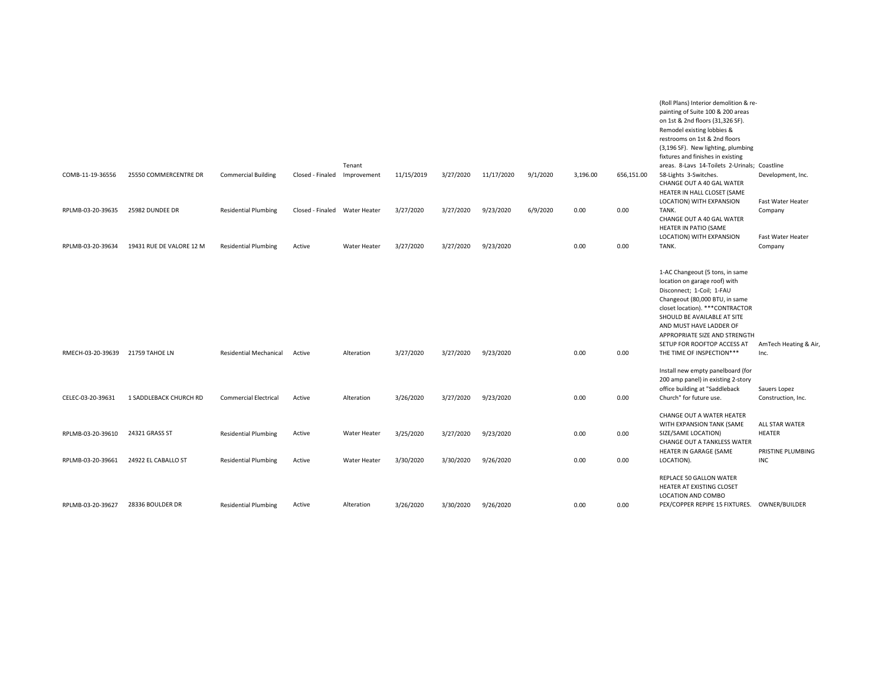| | | | | | | | | | | | | |
|---|---|---|---|---|---|---|---|---|---|---|---|---|
| COMB-11-19-36556 | 25550 COMMERCENTRE DR | Commercial Building | Closed - Finaled | Tenant Improvement | 11/15/2019 | 3/27/2020 | 11/17/2020 | 9/1/2020 | 3,196.00 | 656,151.00 | (Roll Plans) Interior demolition & re-painting of Suite 100 & 200 areas on 1st & 2nd floors (31,326 SF). Remodel existing lobbies & restrooms on 1st & 2nd floors (3,196 SF). New lighting, plumbing fixtures and finishes in existing areas. 8-Lavs 14-Toilets 2-Urinals; 58-Lights 3-Switches. | Coastline Development, Inc. |
| RPLMB-03-20-39635 | 25982 DUNDEE DR | Residential Plumbing | Closed - Finaled | Water Heater | 3/27/2020 | 3/27/2020 | 9/23/2020 | 6/9/2020 | 0.00 | 0.00 | CHANGE OUT A 40 GAL WATER HEATER IN HALL CLOSET (SAME LOCATION) WITH EXPANSION TANK. | Fast Water Heater Company |
| RPLMB-03-20-39634 | 19431 RUE DE VALORE 12 M | Residential Plumbing | Active | Water Heater | 3/27/2020 | 3/27/2020 | 9/23/2020 | | 0.00 | 0.00 | CHANGE OUT A 40 GAL WATER HEATER IN PATIO (SAME LOCATION) WITH EXPANSION TANK. | Fast Water Heater Company |
| RMECH-03-20-39639 | 21759 TAHOE LN | Residential Mechanical | Active | Alteration | 3/27/2020 | 3/27/2020 | 9/23/2020 | | 0.00 | 0.00 | 1-AC Changeout (5 tons, in same location on garage roof) with Disconnect; 1-Coil; 1-FAU Changeout (80,000 BTU, in same closet location). ***CONTRACTOR SHOULD BE AVAILABLE AT SITE AND MUST HAVE LADDER OF APPROPRIATE SIZE AND STRENGTH SETUP FOR ROOFTOP ACCESS AT THE TIME OF INSPECTION*** | AmTech Heating & Air, Inc. |
| CELEC-03-20-39631 | 1 SADDLEBACK CHURCH RD | Commercial Electrical | Active | Alteration | 3/26/2020 | 3/27/2020 | 9/23/2020 | | 0.00 | 0.00 | Install new empty panelboard (for 200 amp panel) in existing 2-story office building at "Saddleback Church" for future use. | Sauers Lopez Construction, Inc. |
| RPLMB-03-20-39610 | 24321 GRASS ST | Residential Plumbing | Active | Water Heater | 3/25/2020 | 3/27/2020 | 9/23/2020 | | 0.00 | 0.00 | CHANGE OUT A WATER HEATER WITH EXPANSION TANK (SAME SIZE/SAME LOCATION) | ALL STAR WATER HEATER |
| RPLMB-03-20-39661 | 24922 EL CABALLO ST | Residential Plumbing | Active | Water Heater | 3/30/2020 | 3/30/2020 | 9/26/2020 | | 0.00 | 0.00 | CHANGE OUT A TANKLESS WATER HEATER IN GARAGE (SAME LOCATION). | PRISTINE PLUMBING INC |
| RPLMB-03-20-39627 | 28336 BOULDER DR | Residential Plumbing | Active | Alteration | 3/26/2020 | 3/30/2020 | 9/26/2020 | | 0.00 | 0.00 | REPLACE 50 GALLON WATER HEATER AT EXISTING CLOSET LOCATION AND COMBO PEX/COPPER REPIPE 15 FIXTURES. | OWNER/BUILDER |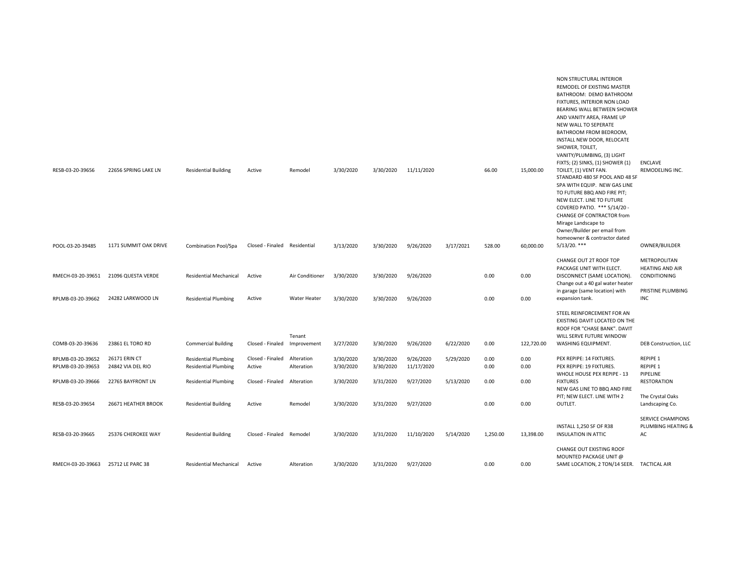| | | | | | | | | | | | | |
|---|---|---|---|---|---|---|---|---|---|---|---|---|
| RESB-03-20-39656 | 22656 SPRING LAKE LN | Residential Building | Active | Remodel | 3/30/2020 | 3/30/2020 | 11/11/2020 | | 66.00 | 15,000.00 | NON STRUCTURAL INTERIOR REMODEL OF EXISTING MASTER BATHROOM: DEMO BATHROOM FIXTURES, INTERIOR NON LOAD BEARING WALL BETWEEN SHOWER AND VANITY AREA, FRAME UP NEW WALL TO SEPERATE BATHROOM FROM BEDROOM, INSTALL NEW DOOR, RELOCATE SHOWER, TOILET, VANITY/PLUMBING, (3) LIGHT FIXTS; (2) SINKS, (1) SHOWER (1) TOILET, (1) VENT FAN. | ENCLAVE REMODELING INC. |
| POOL-03-20-39485 | 1171 SUMMIT OAK DRIVE | Combination Pool/Spa | Closed - Finaled | Residential | 3/13/2020 | 3/30/2020 | 9/26/2020 | 3/17/2021 | 528.00 | 60,000.00 | STANDARD 480 SF POOL AND 48 SF SPA WITH EQUIP. NEW GAS LINE TO FUTURE BBQ AND FIRE PIT; NEW ELECT. LINE TO FUTURE COVERED PATIO. *** 5/14/20 - CHANGE OF CONTRACTOR from Mirage Landscape to Owner/Builder per email from homeowner & contractor dated 5/13/20. *** | OWNER/BUILDER |
| RMECH-03-20-39651 | 21096 QUESTA VERDE | Residential Mechanical | Active | Air Conditioner | 3/30/2020 | 3/30/2020 | 9/26/2020 | | 0.00 | 0.00 | CHANGE OUT 2T ROOF TOP PACKAGE UNIT WITH ELECT. DISCONNECT (SAME LOCATION). | METROPOLITAN HEATING AND AIR CONDITIONING |
| RPLMB-03-20-39662 | 24282 LARKWOOD LN | Residential Plumbing | Active | Water Heater | 3/30/2020 | 3/30/2020 | 9/26/2020 | | 0.00 | 0.00 | Change out a 40 gal water heater in garage (same location) with expansion tank. | PRISTINE PLUMBING INC |
| COMB-03-20-39636 | 23861 EL TORO RD | Commercial Building | Closed - Finaled | Tenant Improvement | 3/27/2020 | 3/30/2020 | 9/26/2020 | 6/22/2020 | 0.00 | 122,720.00 | STEEL REINFORCEMENT FOR AN EXISTING DAVIT LOCATED ON THE ROOF FOR "CHASE BANK". DAVIT WILL SERVE FUTURE WINDOW WASHING EQUIPMENT. | DEB Construction, LLC |
| RPLMB-03-20-39652 | 26171 ERIN CT | Residential Plumbing | Closed - Finaled | Alteration | 3/30/2020 | 3/30/2020 | 9/26/2020 | 5/29/2020 | 0.00 | 0.00 | PEX REPIPE: 14 FIXTURES. | REPIPE 1 |
| RPLMB-03-20-39653 | 24842 VIA DEL RIO | Residential Plumbing | Active | Alteration | 3/30/2020 | 3/30/2020 | 11/17/2020 | | 0.00 | 0.00 | PEX REPIPE: 19 FIXTURES. | REPIPE 1 |
| RPLMB-03-20-39666 | 22765 BAYFRONT LN | Residential Plumbing | Closed - Finaled | Alteration | 3/30/2020 | 3/31/2020 | 9/27/2020 | 5/13/2020 | 0.00 | 0.00 | WHOLE HOUSE PEX REPIPE - 13 FIXTURES | PIPELINE RESTORATION |
| RESB-03-20-39654 | 26671 HEATHER BROOK | Residential Building | Active | Remodel | 3/30/2020 | 3/31/2020 | 9/27/2020 | | 0.00 | 0.00 | NEW GAS LINE TO BBQ AND FIRE PIT; NEW ELECT. LINE WITH 2 OUTLET. | The Crystal Oaks Landscaping Co. |
| RESB-03-20-39665 | 25376 CHEROKEE WAY | Residential Building | Closed - Finaled | Remodel | 3/30/2020 | 3/31/2020 | 11/10/2020 | 5/14/2020 | 1,250.00 | 13,398.00 | INSTALL 1,250 SF OF R38 INSULATION IN ATTIC | SERVICE CHAMPIONS PLUMBING HEATING & AC |
| RMECH-03-20-39663 | 25712 LE PARC 38 | Residential Mechanical | Active | Alteration | 3/30/2020 | 3/31/2020 | 9/27/2020 | | 0.00 | 0.00 | CHANGE OUT EXISTING ROOF MOUNTED PACKAGE UNIT @ SAME LOCATION, 2 TON/14 SEER. | TACTICAL AIR |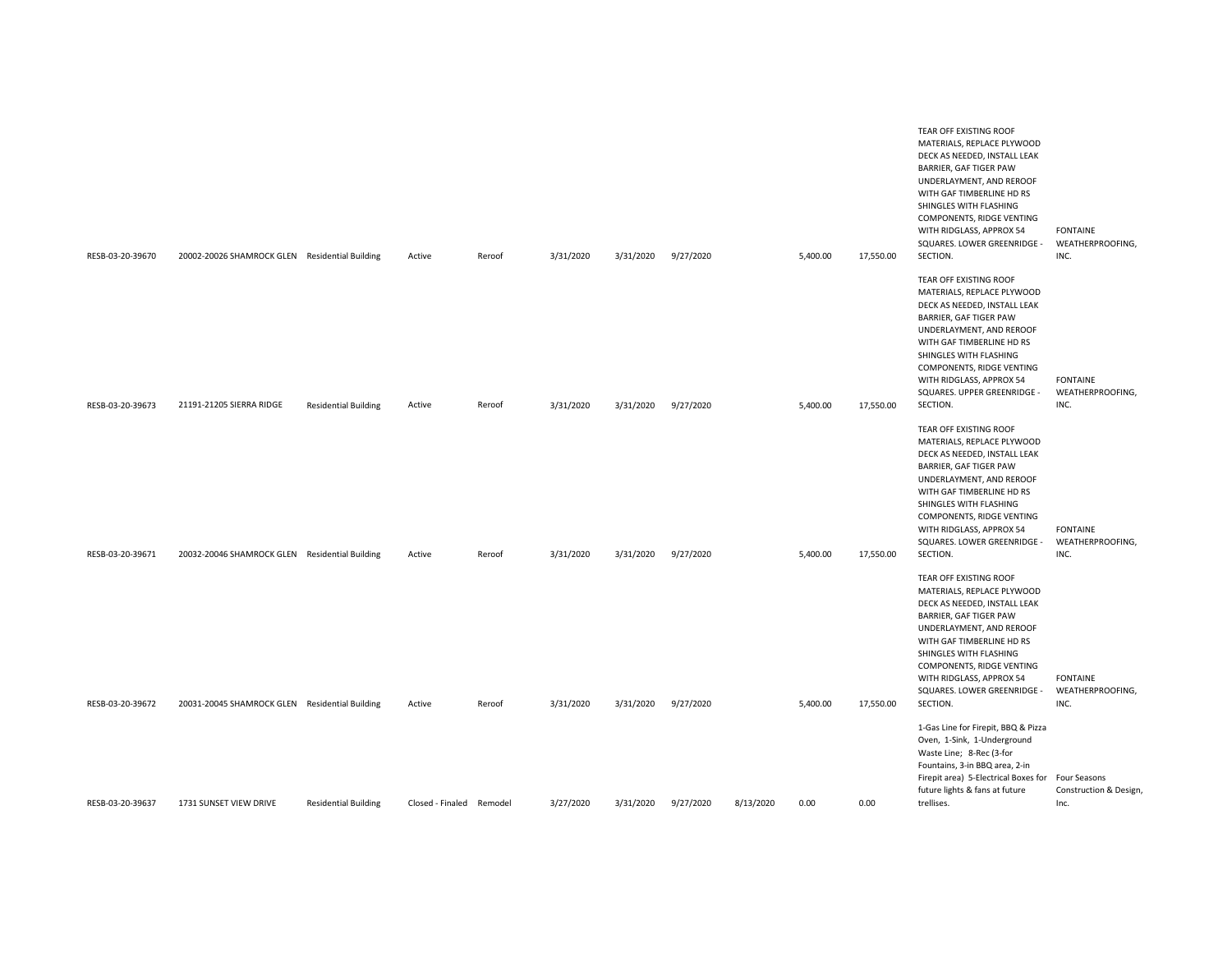| | | | | | | | | | | | | |
|---|---|---|---|---|---|---|---|---|---|---|---|---|
| RESB-03-20-39670 | 20002-20026 SHAMROCK GLEN | Residential Building | Active | Reroof | 3/31/2020 | 3/31/2020 | 9/27/2020 | | 5,400.00 | 17,550.00 | TEAR OFF EXISTING ROOF MATERIALS, REPLACE PLYWOOD DECK AS NEEDED, INSTALL LEAK BARRIER, GAF TIGER PAW UNDERLAYMENT, AND REROOF WITH GAF TIMBERLINE HD RS SHINGLES WITH FLASHING COMPONENTS, RIDGE VENTING WITH RIDGLASS, APPROX 54 SQUARES. LOWER GREENRIDGE - SECTION. | FONTAINE WEATHERPROOFING, INC. |
| RESB-03-20-39673 | 21191-21205 SIERRA RIDGE | Residential Building | Active | Reroof | 3/31/2020 | 3/31/2020 | 9/27/2020 | | 5,400.00 | 17,550.00 | TEAR OFF EXISTING ROOF MATERIALS, REPLACE PLYWOOD DECK AS NEEDED, INSTALL LEAK BARRIER, GAF TIGER PAW UNDERLAYMENT, AND REROOF WITH GAF TIMBERLINE HD RS SHINGLES WITH FLASHING COMPONENTS, RIDGE VENTING WITH RIDGLASS, APPROX 54 SQUARES. UPPER GREENRIDGE - SECTION. | FONTAINE WEATHERPROOFING, INC. |
| RESB-03-20-39671 | 20032-20046 SHAMROCK GLEN | Residential Building | Active | Reroof | 3/31/2020 | 3/31/2020 | 9/27/2020 | | 5,400.00 | 17,550.00 | TEAR OFF EXISTING ROOF MATERIALS, REPLACE PLYWOOD DECK AS NEEDED, INSTALL LEAK BARRIER, GAF TIGER PAW UNDERLAYMENT, AND REROOF WITH GAF TIMBERLINE HD RS SHINGLES WITH FLASHING COMPONENTS, RIDGE VENTING WITH RIDGLASS, APPROX 54 SQUARES. LOWER GREENRIDGE - SECTION. | FONTAINE WEATHERPROOFING, INC. |
| RESB-03-20-39672 | 20031-20045 SHAMROCK GLEN | Residential Building | Active | Reroof | 3/31/2020 | 3/31/2020 | 9/27/2020 | | 5,400.00 | 17,550.00 | TEAR OFF EXISTING ROOF MATERIALS, REPLACE PLYWOOD DECK AS NEEDED, INSTALL LEAK BARRIER, GAF TIGER PAW UNDERLAYMENT, AND REROOF WITH GAF TIMBERLINE HD RS SHINGLES WITH FLASHING COMPONENTS, RIDGE VENTING WITH RIDGLASS, APPROX 54 SQUARES. LOWER GREENRIDGE - SECTION. | FONTAINE WEATHERPROOFING, INC. |
| RESB-03-20-39637 | 1731 SUNSET VIEW DRIVE | Residential Building | Closed - Finaled | Remodel | 3/27/2020 | 3/31/2020 | 9/27/2020 | 8/13/2020 | 0.00 | 0.00 | 1-Gas Line for Firepit, BBQ & Pizza Oven, 1-Sink, 1-Underground Waste Line; 8-Rec (3-for Fountains, 3-in BBQ area, 2-in Firepit area) 5-Electrical Boxes for future lights & fans at future trellises. | Four Seasons Construction & Design, Inc. |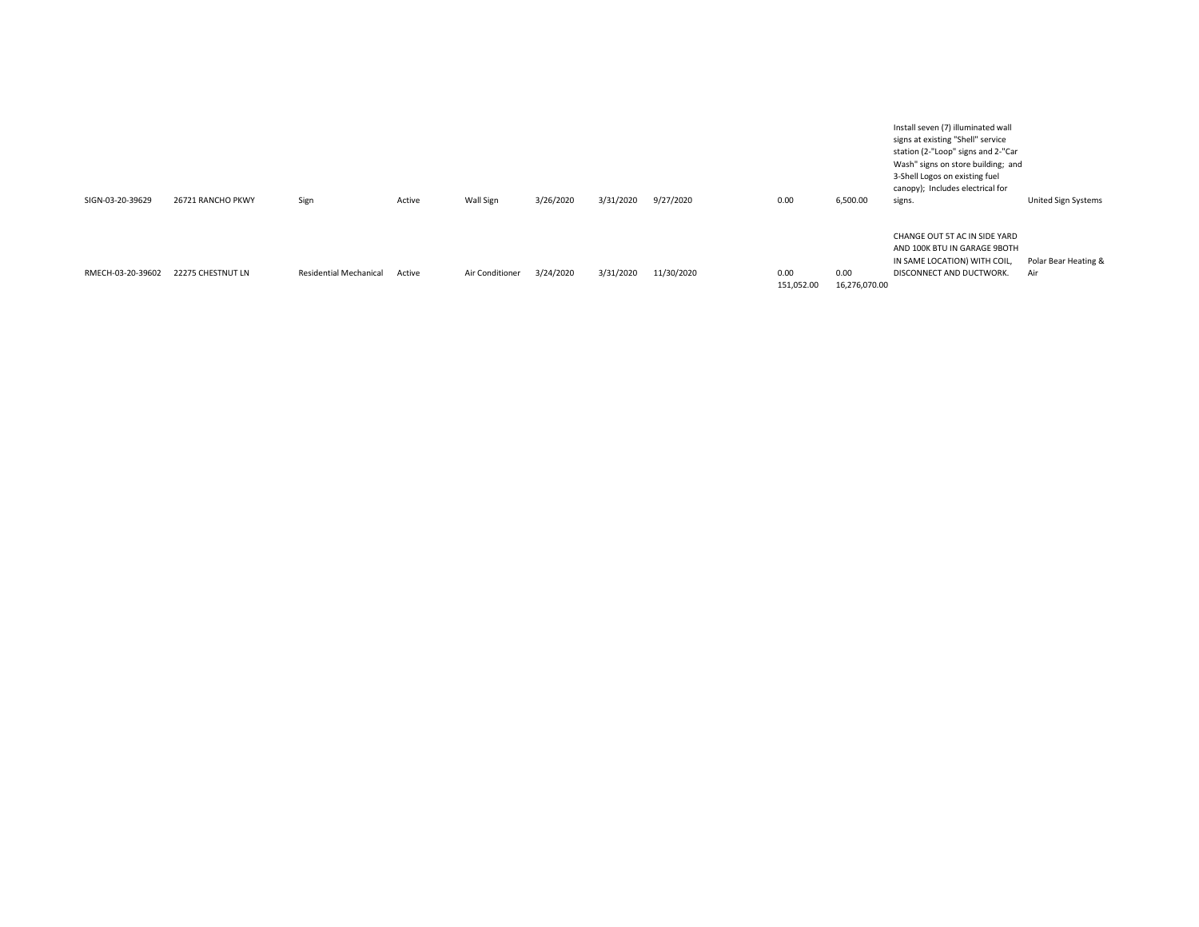| | | | | | | | | | | | |
|---|---|---|---|---|---|---|---|---|---|---|---|
| SIGN-03-20-39629 | 26721 RANCHO PKWY | Sign | Active | Wall Sign | 3/26/2020 | 3/31/2020 | 9/27/2020 | 0.00 | 6,500.00 | Install seven (7) illuminated wall signs at existing "Shell" service station (2-"Loop" signs and 2-"Car Wash" signs on store building; and 3-Shell Logos on existing fuel canopy); Includes electrical for signs. | United Sign Systems |
| RMECH-03-20-39602 | 22275 CHESTNUT LN | Residential Mechanical | Active | Air Conditioner | 3/24/2020 | 3/31/2020 | 11/30/2020 | 0.00 | 0.00 | CHANGE OUT 5T AC IN SIDE YARD AND 100K BTU IN GARAGE 9BOTH IN SAME LOCATION) WITH COIL, DISCONNECT AND DUCTWORK. | Polar Bear Heating & Air |
| | | | | | | | | 151,052.00 | 16,276,070.00 | | |